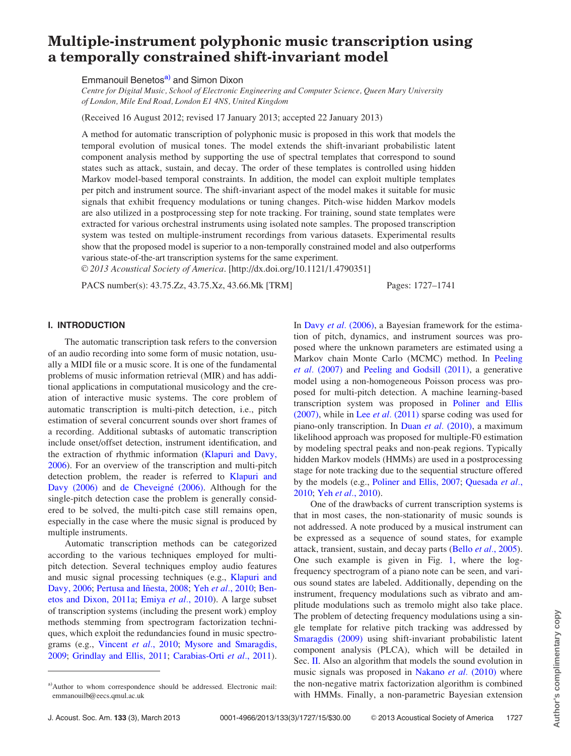# Multiple-instrument polyphonic music transcription using a temporally constrained shift-invariant model

Emmanouil Benetos[a] and Simon Dixon

*Centre for Digital Music, School of Electronic Engineering and Computer Science, Queen Mary University of London, Mile End Road, London E1 4NS, United Kingdom*

(Received 16 August 2012; revised 17 January 2013; accepted 22 January 2013)

A method for automatic transcription of polyphonic music is proposed in this work that models the temporal evolution of musical tones. The model extends the shift-invariant probabilistic latent component analysis method by supporting the use of spectral templates that correspond to sound states such as attack, sustain, and decay. The order of these templates is controlled using hidden Markov model-based temporal constraints. In addition, the model can exploit multiple templates per pitch and instrument source. The shift-invariant aspect of the model makes it suitable for music signals that exhibit frequency modulations or tuning changes. Pitch-wise hidden Markov models are also utilized in a postprocessing step for note tracking. For training, sound state templates were extracted for various orchestral instruments using isolated note samples. The proposed transcription system was tested on multiple-instrument recordings from various datasets. Experimental results show that the proposed model is superior to a non-temporally constrained model and also outperforms various state-of-the-art transcription systems for the same experiment.

© *2013 Acoustical Society of America*. [http://dx.doi.org/10.1121/1.4790351]

PACS number(s): 43.75.Zz, 43.75.Xz, 43.66.Mk [TRM] Pages: 1727–1741

## I. INTRODUCTION

The automatic transcription task refers to the conversion of an audio recording into some form of music notation, usually a MIDI file or a music score. It is one of the fundamental problems of music information retrieval (MIR) and has additional applications in computational musicology and the creation of interactive music systems. The core problem of automatic transcription is multi-pitch detection, i.e., pitch estimation of several concurrent sounds over short frames of a recording. Additional subtasks of automatic transcription include onset/offset detection, instrument identification, and the extraction of rhythmic information (Klapuri and Davy, 2006). For an overview of the transcription and multi-pitch detection problem, the reader is referred to Klapuri and Davy (2006) and de Cheveigné (2006). Although for the single-pitch detection case the problem is generally considered to be solved, the multi-pitch case still remains open, especially in the case where the music signal is produced by multiple instruments.

Automatic transcription methods can be categorized according to the various techniques employed for multi-pitch detection. Several techniques employ audio features and music signal processing techniques (e.g., Klapuri and Davy, 2006; Pertusa and Iñesta, 2008; Yeh *et al.*, 2010; Benetos and Dixon, 2011a; Emiya *et al.*, 2010). A large subset of transcription systems (including the present work) employ methods stemming from spectrogram factorization techniques, which exploit the redundancies found in music spectrograms (e.g., Vincent *et al.*, 2010; Mysore and Smaragdis, 2009; Grindlay and Ellis, 2011; Carabias-Orti *et al.*, 2011). In Davy *et al.* (2006), a Bayesian framework for the estimation of pitch, dynamics, and instrument sources was proposed where the unknown parameters are estimated using a Markov chain Monte Carlo (MCMC) method. In Peeling *et al.* (2007) and Peeling and Godsill (2011), a generative model using a non-homogeneous Poisson process was proposed for multi-pitch detection. A machine learning-based transcription system was proposed in Poliner and Ellis (2007), while in Lee *et al.* (2011) sparse coding was used for piano-only transcription. In Duan *et al.* (2010), a maximum likelihood approach was proposed for multiple-F0 estimation by modeling spectral peaks and non-peak regions. Typically hidden Markov models (HMMs) are used in a postprocessing stage for note tracking due to the sequential structure offered by the models (e.g., Poliner and Ellis, 2007; Quesada *et al.*, 2010; Yeh *et al.*, 2010).

One of the drawbacks of current transcription systems is that in most cases, the non-stationarity of music sounds is not addressed. A note produced by a musical instrument can be expressed as a sequence of sound states, for example attack, transient, sustain, and decay parts (Bello *et al.*, 2005). One such example is given in Fig. 1, where the log-frequency spectrogram of a piano note can be seen, and various sound states are labeled. Additionally, depending on the instrument, frequency modulations such as vibrato and amplitude modulations such as tremolo might also take place. The problem of detecting frequency modulations using a single template for relative pitch tracking was addressed by Smaragdis (2009) using shift-invariant probabilistic latent component analysis (PLCA), which will be detailed in Sec. II. Also an algorithm that models the sound evolution in music signals was proposed in Nakano *et al.* (2010) where the non-negative matrix factorization algorithm is combined with HMMs. Finally, a non-parametric Bayesian extension

[a]Author to whom correspondence should be addressed. Electronic mail: emmanouilb@eecs.qmul.ac.uk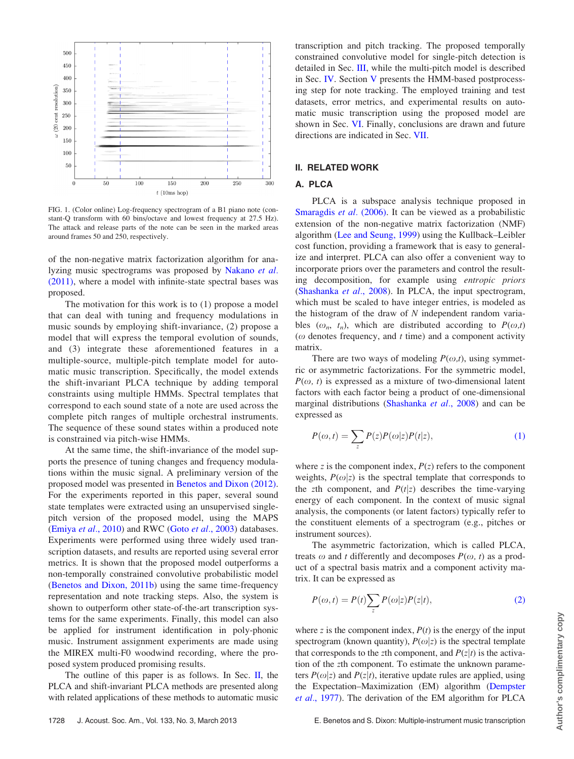FIG. 1. (Color online) Log-frequency spectrogram of a B1 piano note (constant-Q transform with 60 bins/octave and lowest frequency at 27.5 Hz). The attack and release parts of the note can be seen in the marked areas around frames 50 and 250, respectively.

of the non-negative matrix factorization algorithm for analyzing music spectrograms was proposed by Nakano *et al.* (2011), where a model with infinite-state spectral bases was proposed.

The motivation for this work is to (1) propose a model that can deal with tuning and frequency modulations in music sounds by employing shift-invariance, (2) propose a model that will express the temporal evolution of sounds, and (3) integrate these aforementioned features in a multiple-source, multiple-pitch template model for automatic music transcription. Specifically, the model extends the shift-invariant PLCA technique by adding temporal constraints using multiple HMMs. Spectral templates that correspond to each sound state of a note are used across the complete pitch ranges of multiple orchestral instruments. The sequence of these sound states within a produced note is constrained via pitch-wise HMMs.

At the same time, the shift-invariance of the model supports the presence of tuning changes and frequency modulations within the music signal. A preliminary version of the proposed model was presented in Benetos and Dixon (2012). For the experiments reported in this paper, several sound state templates were extracted using an unsupervised single-pitch version of the proposed model, using the MAPS (Emiya *et al.*, 2010) and RWC (Goto *et al.*, 2003) databases. Experiments were performed using three widely used transcription datasets, and results are reported using several error metrics. It is shown that the proposed model outperforms a non-temporally constrained convolutive probabilistic model (Benetos and Dixon, 2011b) using the same time-frequency representation and note tracking steps. Also, the system is shown to outperform other state-of-the-art transcription systems for the same experiments. Finally, this model can also be applied for instrument identification in poly-phonic music. Instrument assignment experiments are made using the MIREX multi-F0 woodwind recording, where the proposed system produced promising results.

The outline of this paper is as follows. In Sec. II, the PLCA and shift-invariant PLCA methods are presented along with related applications of these methods to automatic music transcription and pitch tracking. The proposed temporally constrained convolutive model for single-pitch detection is detailed in Sec. III, while the multi-pitch model is described in Sec. IV. Section V presents the HMM-based postprocessing step for note tracking. The employed training and test datasets, error metrics, and experimental results on automatic music transcription using the proposed model are shown in Sec. VI. Finally, conclusions are drawn and future directions are indicated in Sec. VII.

## II. RELATED WORK

### A. PLCA

PLCA is a subspace analysis technique proposed in Smaragdis *et al.* (2006). It can be viewed as a probabilistic extension of the non-negative matrix factorization (NMF) algorithm (Lee and Seung, 1999) using the Kullback–Leibler cost function, providing a framework that is easy to generalize and interpret. PLCA can also offer a convenient way to incorporate priors over the parameters and control the resulting decomposition, for example using *entropic priors* (Shashanka *et al.*, 2008). In PLCA, the input spectrogram, which must be scaled to have integer entries, is modeled as the histogram of the draw of $N$ independent random variables $(\omega_n, t_n)$, which are distributed according to $P(\omega,t)$ ($\omega$ denotes frequency, and $t$ time) and a component activity matrix.

There are two ways of modeling $P(\omega,t)$, using symmetric or asymmetric factorizations. For the symmetric model, $P(\omega, t)$ is expressed as a mixture of two-dimensional latent factors with each factor being a product of one-dimensional marginal distributions (Shashanka *et al.*, 2008) and can be expressed as

$$P(\omega,t) = \sum_z P(z)P(\omega|z)P(t|z), \tag{1}$$

where $z$ is the component index, $P(z)$ refers to the component weights, $P(\omega|z)$ is the spectral template that corresponds to the $z$th component, and $P(t|z)$ describes the time-varying energy of each component. In the context of music signal analysis, the components (or latent factors) typically refer to the constituent elements of a spectrogram (e.g., pitches or instrument sources).

The asymmetric factorization, which is called PLCA, treats $\omega$ and $t$ differently and decomposes $P(\omega, t)$ as a product of a spectral basis matrix and a component activity matrix. It can be expressed as

$$P(\omega,t) = P(t)\sum_z P(\omega|z)P(z|t), \tag{2}$$

where $z$ is the component index, $P(t)$ is the energy of the input spectrogram (known quantity), $P(\omega|z)$ is the spectral template that corresponds to the $z$th component, and $P(z|t)$ is the activation of the $z$th component. To estimate the unknown parameters $P(\omega|z)$ and $P(z|t)$, iterative update rules are applied, using the Expectation–Maximization (EM) algorithm (Dempster *et al.*, 1977). The derivation of the EM algorithm for PLCA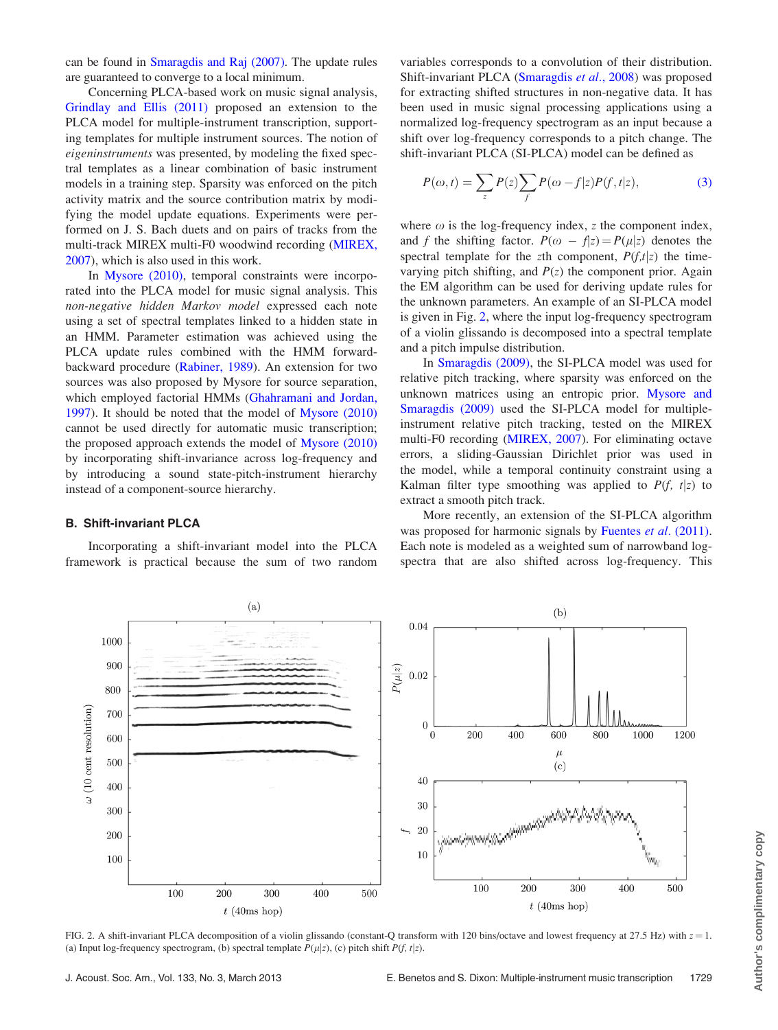can be found in Smaragdis and Raj (2007). The update rules are guaranteed to converge to a local minimum.

Concerning PLCA-based work on music signal analysis, Grindlay and Ellis (2011) proposed an extension to the PLCA model for multiple-instrument transcription, supporting templates for multiple instrument sources. The notion of *eigeninstruments* was presented, by modeling the fixed spectral templates as a linear combination of basic instrument models in a training step. Sparsity was enforced on the pitch activity matrix and the source contribution matrix by modifying the model update equations. Experiments were performed on J. S. Bach duets and on pairs of tracks from the multi-track MIREX multi-F0 woodwind recording (MIREX, 2007), which is also used in this work.

In Mysore (2010), temporal constraints were incorporated into the PLCA model for music signal analysis. This *non-negative hidden Markov model* expressed each note using a set of spectral templates linked to a hidden state in an HMM. Parameter estimation was achieved using the PLCA update rules combined with the HMM forward-backward procedure (Rabiner, 1989). An extension for two sources was also proposed by Mysore for source separation, which employed factorial HMMs (Ghahramani and Jordan, 1997). It should be noted that the model of Mysore (2010) cannot be used directly for automatic music transcription; the proposed approach extends the model of Mysore (2010) by incorporating shift-invariance across log-frequency and by introducing a sound state-pitch-instrument hierarchy instead of a component-source hierarchy.

### B. Shift-invariant PLCA

Incorporating a shift-invariant model into the PLCA framework is practical because the sum of two random variables corresponds to a convolution of their distribution. Shift-invariant PLCA (Smaragdis *et al.*, 2008) was proposed for extracting shifted structures in non-negative data. It has been used in music signal processing applications using a normalized log-frequency spectrogram as an input because a shift over log-frequency corresponds to a pitch change. The shift-invariant PLCA (SI-PLCA) model can be defined as

$$P(\omega, t) = \sum_{z} P(z) \sum_{f} P(\omega - f|z) P(f, t|z), \qquad (3)$$

where $\omega$ is the log-frequency index, $z$ the component index, and $f$ the shifting factor. $P(\omega - f|z) = P(\mu|z)$ denotes the spectral template for the $z$th component, $P(f,t|z)$ the time-varying pitch shifting, and $P(z)$ the component prior. Again the EM algorithm can be used for deriving update rules for the unknown parameters. An example of an SI-PLCA model is given in Fig. 2, where the input log-frequency spectrogram of a violin glissando is decomposed into a spectral template and a pitch impulse distribution.

In Smaragdis (2009), the SI-PLCA model was used for relative pitch tracking, where sparsity was enforced on the unknown matrices using an entropic prior. Mysore and Smaragdis (2009) used the SI-PLCA model for multiple-instrument relative pitch tracking, tested on the MIREX multi-F0 recording (MIREX, 2007). For eliminating octave errors, a sliding-Gaussian Dirichlet prior was used in the model, while a temporal continuity constraint using a Kalman filter type smoothing was applied to $P(f, t|z)$ to extract a smooth pitch track.

More recently, an extension of the SI-PLCA algorithm was proposed for harmonic signals by Fuentes *et al.* (2011). Each note is modeled as a weighted sum of narrowband log-spectra that are also shifted across log-frequency. This

FIG. 2. A shift-invariant PLCA decomposition of a violin glissando (constant-Q transform with 120 bins/octave and lowest frequency at 27.5 Hz) with $z = 1$. (a) Input log-frequency spectrogram, (b) spectral template $P(\mu|z)$, (c) pitch shift $P(f, t|z)$.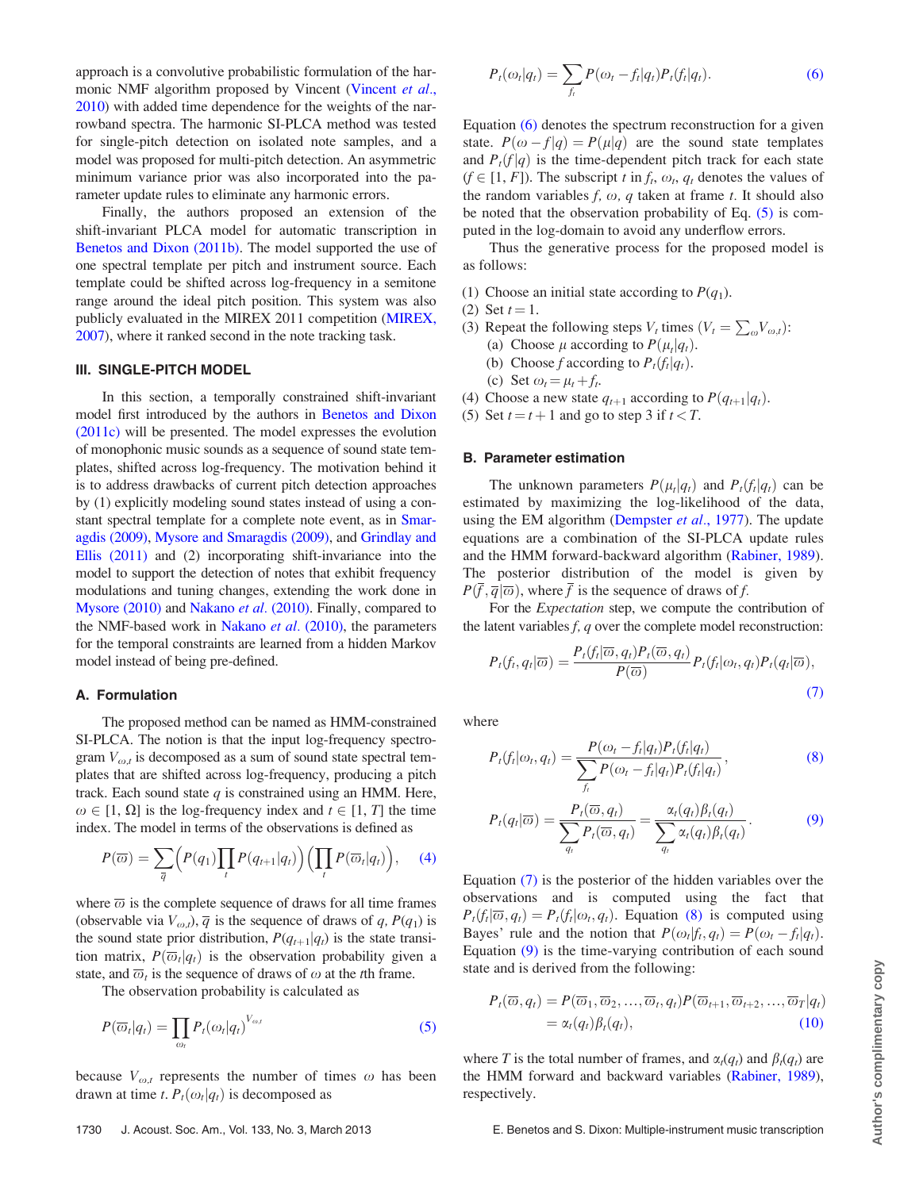approach is a convolutive probabilistic formulation of the harmonic NMF algorithm proposed by Vincent (Vincent *et al.*, 2010) with added time dependence for the weights of the narrowband spectra. The harmonic SI-PLCA method was tested for single-pitch detection on isolated note samples, and a model was proposed for multi-pitch detection. An asymmetric minimum variance prior was also incorporated into the parameter update rules to eliminate any harmonic errors.

Finally, the authors proposed an extension of the shift-invariant PLCA model for automatic transcription in Benetos and Dixon (2011b). The model supported the use of one spectral template per pitch and instrument source. Each template could be shifted across log-frequency in a semitone range around the ideal pitch position. This system was also publicly evaluated in the MIREX 2011 competition (MIREX, 2007), where it ranked second in the note tracking task.

## III. SINGLE-PITCH MODEL

In this section, a temporally constrained shift-invariant model first introduced by the authors in Benetos and Dixon (2011c) will be presented. The model expresses the evolution of monophonic music sounds as a sequence of sound state templates, shifted across log-frequency. The motivation behind it is to address drawbacks of current pitch detection approaches by (1) explicitly modeling sound states instead of using a constant spectral template for a complete note event, as in Smaragdis (2009), Mysore and Smaragdis (2009), and Grindlay and Ellis (2011) and (2) incorporating shift-invariance into the model to support the detection of notes that exhibit frequency modulations and tuning changes, extending the work done in Mysore (2010) and Nakano *et al*. (2010). Finally, compared to the NMF-based work in Nakano *et al*. (2010), the parameters for the temporal constraints are learned from a hidden Markov model instead of being pre-defined.

### A. Formulation

The proposed method can be named as HMM-constrained SI-PLCA. The notion is that the input log-frequency spectrogram $V_{\omega,t}$ is decomposed as a sum of sound state spectral templates that are shifted across log-frequency, producing a pitch track. Each sound state $q$ is constrained using an HMM. Here, $\omega \in [1, \Omega]$ is the log-frequency index and $t \in [1, T]$ the time index. The model in terms of the observations is defined as

$$P(\bar{\omega}) = \sum_{\bar{q}} \Big( P(q_1) \prod_t P(q_{t+1}|q_t) \Big) \Big( \prod_t P(\bar{\omega}_t|q_t) \Big), \quad (4)$$

where $\bar{\omega}$ is the complete sequence of draws for all time frames (observable via $V_{\omega,t}$), $\bar{q}$ is the sequence of draws of $q$, $P(q_1)$ is the sound state prior distribution, $P(q_{t+1}|q_t)$ is the state transition matrix, $P(\bar{\omega}_t|q_t)$ is the observation probability given a state, and $\bar{\omega}_t$ is the sequence of draws of $\omega$ at the $t$th frame.

The observation probability is calculated as

$$P(\bar{\omega}_t|q_t) = \prod_{\omega_t} P_t(\omega_t|q_t)^{V_{\omega,t}} \quad (5)$$

because $V_{\omega,t}$ represents the number of times $\omega$ has been drawn at time $t$. $P_t(\omega_t|q_t)$ is decomposed as

$$P_t(\omega_t|q_t) = \sum_{f_t} P(\omega_t - f_t|q_t) P_t(f_t|q_t). \quad (6)$$

Equation (6) denotes the spectrum reconstruction for a given state. $P(\omega - f|q) = P(\mu|q)$ are the sound state templates and $P_t(f|q)$ is the time-dependent pitch track for each state ($f \in [1, F]$). The subscript $t$ in $f_t$, $\omega_t$, $q_t$ denotes the values of the random variables $f$, $\omega$, $q$ taken at frame $t$. It should also be noted that the observation probability of Eq. (5) is computed in the log-domain to avoid any underflow errors.

Thus the generative process for the proposed model is as follows:

(1) Choose an initial state according to $P(q_1)$.
(2) Set $t = 1$.
(3) Repeat the following steps $V_t$ times ($V_t = \sum_\omega V_{\omega,t}$):
  (a) Choose $\mu$ according to $P(\mu_t|q_t)$.
  (b) Choose $f$ according to $P_t(f_t|q_t)$.
  (c) Set $\omega_t = \mu_t + f_t$.
(4) Choose a new state $q_{t+1}$ according to $P(q_{t+1}|q_t)$.
(5) Set $t = t + 1$ and go to step 3 if $t < T$.

### B. Parameter estimation

The unknown parameters $P(\mu_t|q_t)$ and $P_t(f_t|q_t)$ can be estimated by maximizing the log-likelihood of the data, using the EM algorithm (Dempster *et al*., 1977). The update equations are a combination of the SI-PLCA update rules and the HMM forward-backward algorithm (Rabiner, 1989). The posterior distribution of the model is given by $P(\bar{f}, \bar{q}|\bar{\omega})$, where $\bar{f}$ is the sequence of draws of $f$.

For the *Expectation* step, we compute the contribution of the latent variables $f$, $q$ over the complete model reconstruction:

$$P_t(f_t, q_t|\bar{\omega}) = \frac{P_t(f_t|\bar{\omega}, q_t) P_t(\bar{\omega}, q_t)}{P(\bar{\omega})} P_t(f_t|\omega_t, q_t) P_t(q_t|\bar{\omega}), \quad (7)$$

where

$$P_t(f_t|\omega_t, q_t) = \frac{P(\omega_t - f_t|q_t) P_t(f_t|q_t)}{\sum_{f_t} P(\omega_t - f_t|q_t) P_t(f_t|q_t)}, \quad (8)$$

$$P_t(q_t|\bar{\omega}) = \frac{P_t(\bar{\omega}, q_t)}{\sum_{q_t} P_t(\bar{\omega}, q_t)} = \frac{\alpha_t(q_t)\beta_t(q_t)}{\sum_{q_t} \alpha_t(q_t)\beta_t(q_t)}. \quad (9)$$

Equation (7) is the posterior of the hidden variables over the observations and is computed using the fact that $P_t(f_t|\bar{\omega}, q_t) = P_t(f_t|\omega_t, q_t)$. Equation (8) is computed using Bayes' rule and the notion that $P(\omega_t|f_t, q_t) = P(\omega_t - f_t|q_t)$. Equation (9) is the time-varying contribution of each sound state and is derived from the following:

$$\begin{aligned} P_t(\bar{\omega}, q_t) &= P(\bar{\omega}_1, \bar{\omega}_2, \ldots, \bar{\omega}_t, q_t) P(\bar{\omega}_{t+1}, \bar{\omega}_{t+2}, \ldots, \bar{\omega}_T|q_t) \\ &= \alpha_t(q_t)\beta_t(q_t), \end{aligned} \quad (10)$$

where $T$ is the total number of frames, and $\alpha_t(q_t)$ and $\beta_t(q_t)$ are the HMM forward and backward variables (Rabiner, 1989), respectively.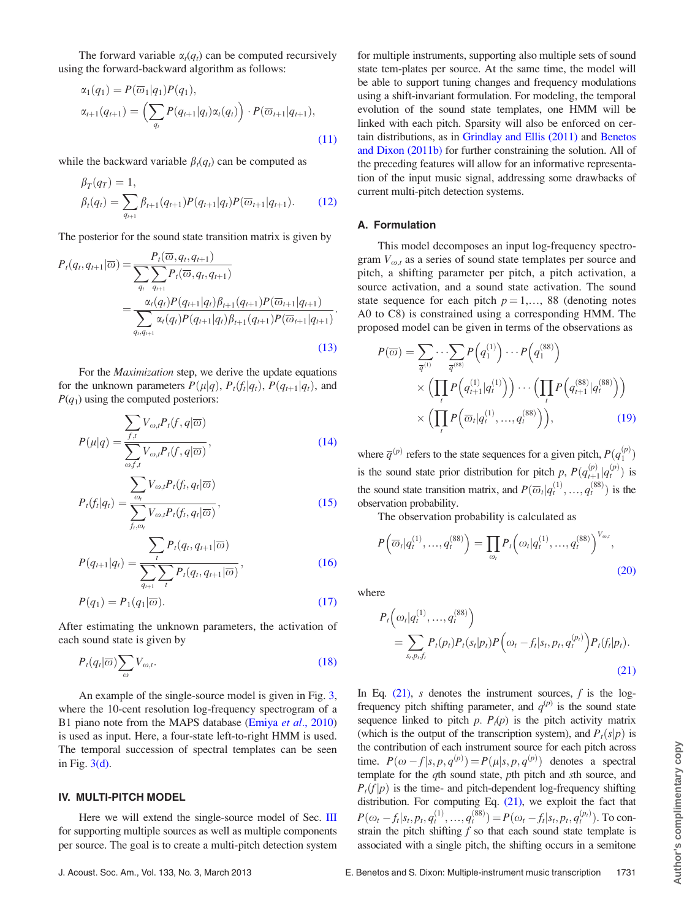The forward variable $\alpha_t(q_t)$ can be computed recursively using the forward-backward algorithm as follows:

$$\alpha_1(q_1) = P(\overline{\omega}_1|q_1)P(q_1),$$
$$\alpha_{t+1}(q_{t+1}) = \left(\sum_{q_t} P(q_{t+1}|q_t)\alpha_t(q_t)\right) \cdot P(\overline{\omega}_{t+1}|q_{t+1}), \tag{11}$$

while the backward variable $\beta_t(q_t)$ can be computed as

$$\beta_T(q_T) = 1,$$
$$\beta_t(q_t) = \sum_{q_{t+1}} \beta_{t+1}(q_{t+1})P(q_{t+1}|q_t)P(\overline{\omega}_{t+1}|q_{t+1}). \tag{12}$$

The posterior for the sound state transition matrix is given by

$$P_t(q_t, q_{t+1}|\overline{\omega}) = \frac{P_t(\overline{\omega}, q_t, q_{t+1})}{\sum_{q_t}\sum_{q_{t+1}} P_t(\overline{\omega}, q_t, q_{t+1})} = \frac{\alpha_t(q_t)P(q_{t+1}|q_t)\beta_{t+1}(q_{t+1})P(\overline{\omega}_{t+1}|q_{t+1})}{\sum_{q_t,q_{t+1}} \alpha_t(q_t)P(q_{t+1}|q_t)\beta_{t+1}(q_{t+1})P(\overline{\omega}_{t+1}|q_{t+1})}. \tag{13}$$

For the *Maximization* step, we derive the update equations for the unknown parameters $P(\mu|q)$, $P_t(f_t|q_t)$, $P(q_{t+1}|q_t)$, and $P(q_1)$ using the computed posteriors:

$$P(\mu|q) = \frac{\sum_{f,t} V_{\omega,t}P_t(f,q|\overline{\omega})}{\sum_{\omega,f,t} V_{\omega,t}P_t(f,q|\overline{\omega})}, \tag{14}$$

$$P_t(f_t|q_t) = \frac{\sum_{\omega_t} V_{\omega,t}P_t(f_t,q_t|\overline{\omega})}{\sum_{f_t,\omega_t} V_{\omega,t}P_t(f_t,q_t|\overline{\omega})}, \tag{15}$$

$$P(q_{t+1}|q_t) = \frac{\sum_t P_t(q_t,q_{t+1}|\overline{\omega})}{\sum_{q_{t+1}}\sum_t P_t(q_t,q_{t+1}|\overline{\omega})}, \tag{16}$$

$$P(q_1) = P_1(q_1|\overline{\omega}). \tag{17}$$

After estimating the unknown parameters, the activation of each sound state is given by

$$P_t(q_t|\overline{\omega})\sum_{\omega} V_{\omega,t}. \tag{18}$$

An example of the single-source model is given in Fig. 3, where the 10-cent resolution log-frequency spectrogram of a B1 piano note from the MAPS database (Emiya *et al.*, 2010) is used as input. Here, a four-state left-to-right HMM is used. The temporal succession of spectral templates can be seen in Fig. 3(d).

## IV. MULTI-PITCH MODEL

Here we will extend the single-source model of Sec. III for supporting multiple sources as well as multiple components per source. The goal is to create a multi-pitch detection system for multiple instruments, supporting also multiple sets of sound state tem-plates per source. At the same time, the model will be able to support tuning changes and frequency modulations using a shift-invariant formulation. For modeling, the temporal evolution of the sound state templates, one HMM will be linked with each pitch. Sparsity will also be enforced on certain distributions, as in Grindlay and Ellis (2011) and Benetos and Dixon (2011b) for further constraining the solution. All of the preceding features will allow for an informative representation of the input music signal, addressing some drawbacks of current multi-pitch detection systems.

### A. Formulation

This model decomposes an input log-frequency spectrogram $V_{\omega,t}$ as a series of sound state templates per source and pitch, a shifting parameter per pitch, a pitch activation, a source activation, and a sound state activation. The sound state sequence for each pitch $p = 1,\ldots, 88$ (denoting notes A0 to C8) is constrained using a corresponding HMM. The proposed model can be given in terms of the observations as

$$P(\overline{\omega}) = \sum_{\overline{q}^{(1)}}\cdots\sum_{\overline{q}^{(88)}} P\left(q_1^{(1)}\right)\cdots P\left(q_1^{(88)}\right) \times \left(\prod_t P\left(q_{t+1}^{(1)}|q_t^{(1)}\right)\right)\cdots\left(\prod_t P\left(q_{t+1}^{(88)}|q_t^{(88)}\right)\right) \times \left(\prod_t P\left(\overline{\omega}_t|q_t^{(1)},\ldots,q_t^{(88)}\right)\right), \tag{19}$$

where $\overline{q}^{(p)}$ refers to the state sequences for a given pitch, $P(q_1^{(p)})$ is the sound state prior distribution for pitch $p$, $P(q_{t+1}^{(p)}|q_t^{(p)})$ is the sound state transition matrix, and $P(\overline{\omega}_t|q_t^{(1)},\ldots,q_t^{(88)})$ is the observation probability.

The observation probability is calculated as

$$P\left(\overline{\omega}_t|q_t^{(1)},\ldots,q_t^{(88)}\right) = \prod_{\omega_t} P_t\left(\omega_t|q_t^{(1)},\ldots,q_t^{(88)}\right)^{V_{\omega,t}}, \tag{20}$$

where

$$P_t\left(\omega_t|q_t^{(1)},\ldots,q_t^{(88)}\right) = \sum_{s_t,p_t,f_t} P_t(p_t)P_t(s_t|p_t)P\left(\omega_t - f_t|s_t,p_t,q_t^{(p_t)}\right)P_t(f_t|p_t). \tag{21}$$

In Eq. (21), $s$ denotes the instrument sources, $f$ is the log-frequency pitch shifting parameter, and $q^{(p)}$ is the sound state sequence linked to pitch $p$. $P_t(p)$ is the pitch activity matrix (which is the output of the transcription system), and $P_t(s|p)$ is the contribution of each instrument source for each pitch across time. $P(\omega - f|s,p,q^{(p)}) = P(\mu|s,p,q^{(p)})$ denotes a spectral template for the $q$th sound state, $p$th pitch and $s$th source, and $P_t(f|p)$ is the time- and pitch-dependent log-frequency shifting distribution. For computing Eq. (21), we exploit the fact that $P(\omega_t - f_t|s_t,p_t,q_t^{(1)},\ldots,q_t^{(88)}) = P(\omega_t - f_t|s_t,p_t,q_t^{(p_t)})$. To constrain the pitch shifting $f$ so that each sound state template is associated with a single pitch, the shifting occurs in a semitone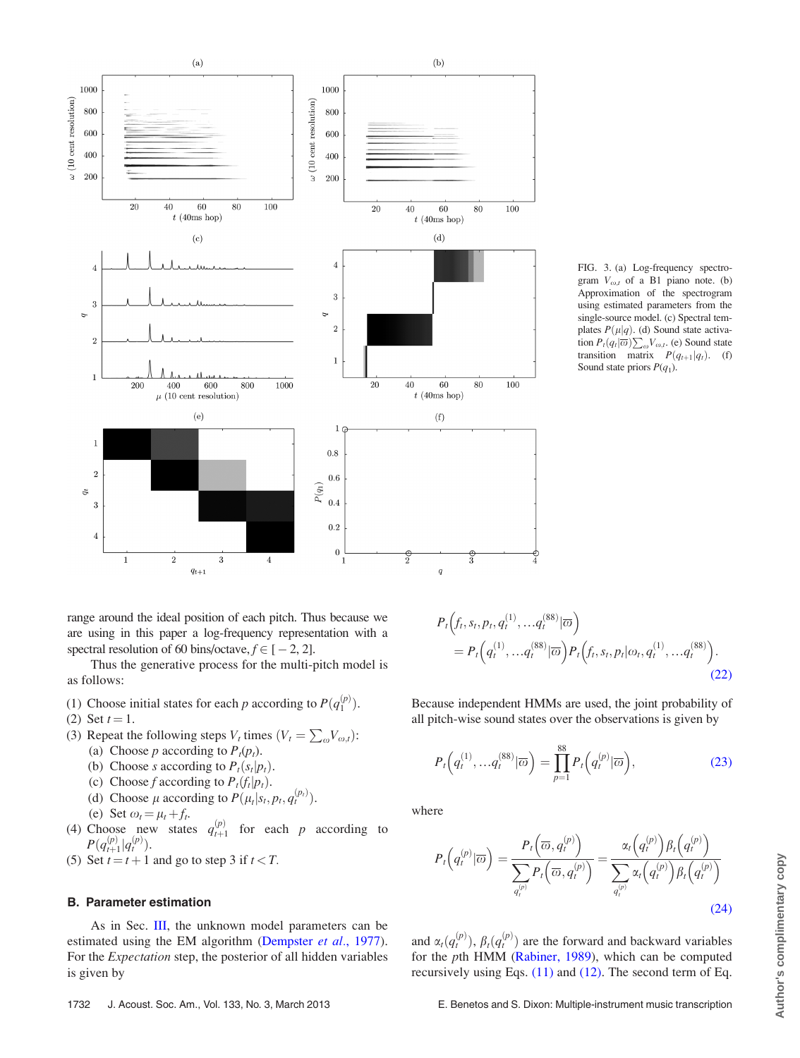FIG. 3. (a) Log-frequency spectrogram $V_{\omega,t}$ of a B1 piano note. (b) Approximation of the spectrogram using estimated parameters from the single-source model. (c) Spectral templates $P(\mu|q)$. (d) Sound state activation $P_t(q_t|\varpi)\sum_\omega V_{\omega,t}$. (e) Sound state transition matrix $P(q_{t+1}|q_t)$. (f) Sound state priors $P(q_1)$.

range around the ideal position of each pitch. Thus because we are using in this paper a log-frequency representation with a spectral resolution of 60 bins/octave, $f \in [-2, 2]$.

Thus the generative process for the multi-pitch model is as follows:

(1) Choose initial states for each $p$ according to $P(q_1^{(p)})$.
(2) Set $t = 1$.
(3) Repeat the following steps $V_t$ times ($V_t = \sum_\omega V_{\omega,t}$):
  (a) Choose $p$ according to $P_t(p_t)$.
  (b) Choose $s$ according to $P_t(s_t|p_t)$.
  (c) Choose $f$ according to $P_t(f_t|p_t)$.
  (d) Choose $\mu$ according to $P(\mu_t|s_t, p_t, q_t^{(p_t)})$.
  (e) Set $\omega_t = \mu_t + f_t$.
(4) Choose new states $q_{t+1}^{(p)}$ for each $p$ according to $P(q_{t+1}^{(p)}|q_t^{(p)})$.
(5) Set $t = t + 1$ and go to step 3 if $t < T$.

### B. Parameter estimation

As in Sec. III, the unknown model parameters can be estimated using the EM algorithm (Dempster *et al.*, 1977). For the *Expectation* step, the posterior of all hidden variables is given by

$$P_t\left(f_t, s_t, p_t, q_t^{(1)}, \ldots q_t^{(88)}|\varpi\right) = P_t\left(q_t^{(1)}, \ldots q_t^{(88)}|\varpi\right) P_t\left(f_t, s_t, p_t|\omega_t, q_t^{(1)}, \ldots q_t^{(88)}\right). \tag{22}$$

Because independent HMMs are used, the joint probability of all pitch-wise sound states over the observations is given by

$$P_t\left(q_t^{(1)}, \ldots q_t^{(88)}|\varpi\right) = \prod_{p=1}^{88} P_t\left(q_t^{(p)}|\varpi\right), \tag{23}$$

where

$$P_t\left(q_t^{(p)}|\varpi\right) = \frac{P_t\left(\varpi, q_t^{(p)}\right)}{\sum_{q_t^{(p)}} P_t\left(\varpi, q_t^{(p)}\right)} = \frac{\alpha_t\left(q_t^{(p)}\right)\beta_t\left(q_t^{(p)}\right)}{\sum_{q_t^{(p)}} \alpha_t\left(q_t^{(p)}\right)\beta_t\left(q_t^{(p)}\right)} \tag{24}$$

and $\alpha_t(q_t^{(p)})$, $\beta_t(q_t^{(p)})$ are the forward and backward variables for the $p$th HMM (Rabiner, 1989), which can be computed recursively using Eqs. (11) and (12). The second term of Eq.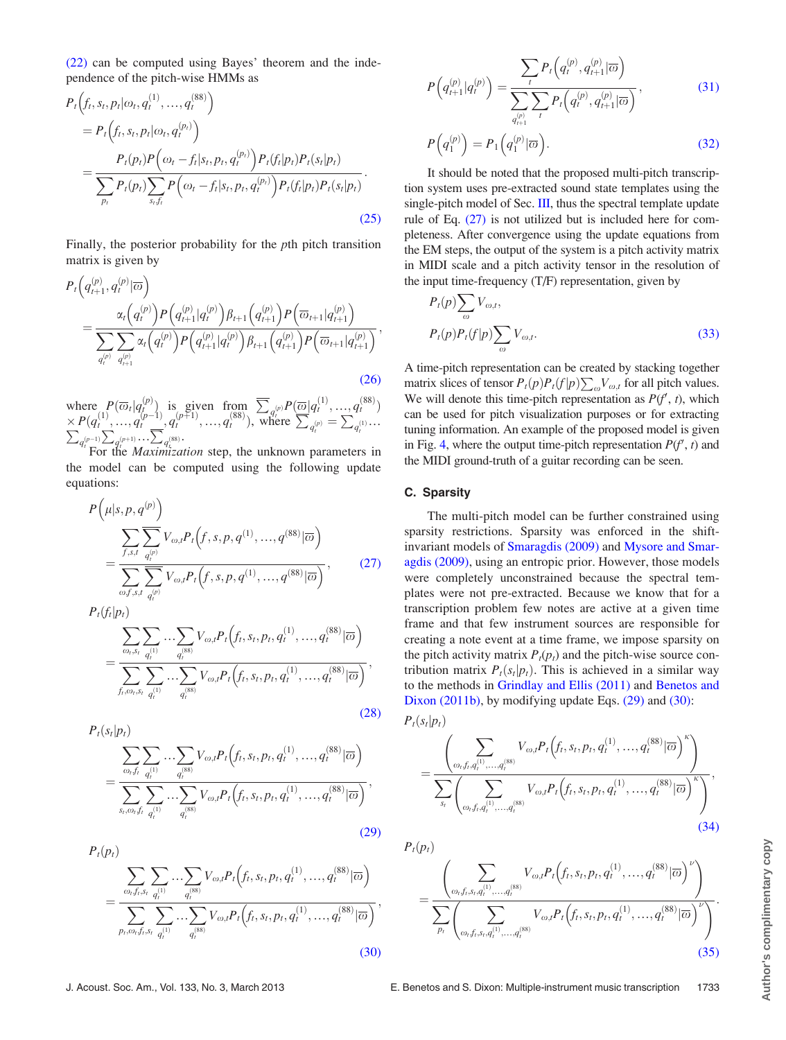(22) can be computed using Bayes' theorem and the independence of the pitch-wise HMMs as

$$
\begin{aligned}
P_t\left(f_t, s_t, p_t | \omega_t, q_t^{(1)}, \ldots, q_t^{(88)}\right) &= P_t\left(f_t, s_t, p_t | \omega_t, q_t^{(p_t)}\right) \\
&= \frac{P_t(p_t) P\left(\omega_t - f_t | s_t, p_t, q_t^{(p_t)}\right) P_t(f_t|p_t) P_t(s_t|p_t)}{\sum_{p_t} P_t(p_t) \sum_{s_t, f_t} P\left(\omega_t - f_t | s_t, p_t, q_t^{(p_t)}\right) P_t(f_t|p_t) P_t(s_t|p_t)}.
\end{aligned}
\tag{25}
$$

Finally, the posterior probability for the $p$th pitch transition matrix is given by

$$
\begin{aligned}
&P_t\left(q_{t+1}^{(p)}, q_t^{(p)} | \bar{\omega}\right) \\
&= \frac{\alpha_t\left(q_t^{(p)}\right) P\left(q_{t+1}^{(p)} | q_t^{(p)}\right) \beta_{t+1}\left(q_{t+1}^{(p)}\right) P\left(\bar{\omega}_{t+1} | q_{t+1}^{(p)}\right)}{\sum_{q_t^{(p)}} \sum_{q_{t+1}^{(p)}} \alpha_t\left(q_t^{(p)}\right) P\left(q_{t+1}^{(p)} | q_t^{(p)}\right) \beta_{t+1}\left(q_{t+1}^{(p)}\right) P\left(\bar{\omega}_{t+1} | q_{t+1}^{(p)}\right)},
\end{aligned}
\tag{26}
$$

where $P(\bar{\omega}_t | q_t^{(p)})$ is given from $\sum_{q_t^{(p)}} P(\bar{\omega} | q_t^{(1)}, \ldots, q_t^{(88)}) \times P(q_t^{(1)}, \ldots, q_t^{(p-1)}, q_t^{(p+1)}, \ldots, q_t^{(88)})$, where $\sum_{q_t^{(p)}} = \sum_{q_t^{(1)}} \cdots \sum_{q_t^{(p-1)}} \sum_{q_t^{(p+1)}} \cdots \sum_{q_t^{(88)}}$.

For the *Maximization* step, the unknown parameters in the model can be computed using the following update equations:

$$
P\left(\mu | s, p, q^{(p)}\right) = \frac{\sum_{f,s,t} \sum_{q_t^{(p)}} V_{\omega,t} P_t\left(f, s, p, q^{(1)}, \ldots, q^{(88)} | \bar{\omega}\right)}{\sum_{\omega,f,s,t} \sum_{q_t^{(p)}} V_{\omega,t} P_t\left(f, s, p, q^{(1)}, \ldots, q^{(88)} | \bar{\omega}\right)},
\tag{27}
$$

$$
P_t(f_t | p_t) = \frac{\sum_{\omega_t, s_t} \sum_{q_t^{(1)}} \cdots \sum_{q_t^{(88)}} V_{\omega,t} P_t\left(f_t, s_t, p_t, q_t^{(1)}, \ldots, q_t^{(88)} | \bar{\omega}\right)}{\sum_{f_t, \omega_t, s_t} \sum_{q_t^{(1)}} \cdots \sum_{q_t^{(88)}} V_{\omega,t} P_t\left(f_t, s_t, p_t, q_t^{(1)}, \ldots, q_t^{(88)} | \bar{\omega}\right)},
\tag{28}
$$

$$
P_t(s_t | p_t) = \frac{\sum_{\omega_t, f_t} \sum_{q_t^{(1)}} \cdots \sum_{q_t^{(88)}} V_{\omega,t} P_t\left(f_t, s_t, p_t, q_t^{(1)}, \ldots, q_t^{(88)} | \bar{\omega}\right)}{\sum_{s_t, \omega_t, f_t} \sum_{q_t^{(1)}} \cdots \sum_{q_t^{(88)}} V_{\omega,t} P_t\left(f_t, s_t, p_t, q_t^{(1)}, \ldots, q_t^{(88)} | \bar{\omega}\right)},
\tag{29}
$$

$$
P_t(p_t) = \frac{\sum_{\omega_t, f_t, s_t} \sum_{q_t^{(1)}} \cdots \sum_{q_t^{(88)}} V_{\omega,t} P_t\left(f_t, s_t, p_t, q_t^{(1)}, \ldots, q_t^{(88)} | \bar{\omega}\right)}{\sum_{p_t, \omega_t, f_t, s_t} \sum_{q_t^{(1)}} \cdots \sum_{q_t^{(88)}} V_{\omega,t} P_t\left(f_t, s_t, p_t, q_t^{(1)}, \ldots, q_t^{(88)} | \bar{\omega}\right)},
\tag{30}
$$

$$
P\left(q_{t+1}^{(p)} | q_t^{(p)}\right) = \frac{\sum_t P_t\left(q_t^{(p)}, q_{t+1}^{(p)} | \bar{\omega}\right)}{\sum_{q_{t+1}^{(p)}} \sum_t P_t\left(q_t^{(p)}, q_{t+1}^{(p)} | \bar{\omega}\right)},
\tag{31}
$$

$$
P\left(q_1^{(p)}\right) = P_1\left(q_1^{(p)} | \bar{\omega}\right).
\tag{32}
$$

It should be noted that the proposed multi-pitch transcription system uses pre-extracted sound state templates using the single-pitch model of Sec. III, thus the spectral template update rule of Eq. (27) is not utilized but is included here for completeness. After convergence using the update equations from the EM steps, the output of the system is a pitch activity matrix in MIDI scale and a pitch activity tensor in the resolution of the input time-frequency (T/F) representation, given by

$$
\begin{aligned}
&P_t(p) \sum_\omega V_{\omega,t}, \\
&P_t(p) P_t(f|p) \sum_\omega V_{\omega,t}.
\end{aligned}
\tag{33}
$$

A time-pitch representation can be created by stacking together matrix slices of tensor $P_t(p) P_t(f|p) \sum_\omega V_{\omega,t}$ for all pitch values. We will denote this time-pitch representation as $P(f', t)$, which can be used for pitch visualization purposes or for extracting tuning information. An example of the proposed model is given in Fig. 4, where the output time-pitch representation $P(f', t)$ and the MIDI ground-truth of a guitar recording can be seen.

### C. Sparsity

The multi-pitch model can be further constrained using sparsity restrictions. Sparsity was enforced in the shift-invariant models of Smaragdis (2009) and Mysore and Smaragdis (2009), using an entropic prior. However, those models were completely unconstrained because the spectral templates were not pre-extracted. Because we know that for a transcription problem few notes are active at a given time frame and that few instrument sources are responsible for creating a note event at a time frame, we impose sparsity on the pitch activity matrix $P_t(p_t)$ and the pitch-wise source contribution matrix $P_t(s_t|p_t)$. This is achieved in a similar way to the methods in Grindlay and Ellis (2011) and Benetos and Dixon (2011b), by modifying update Eqs. (29) and (30):

$$
P_t(s_t | p_t) = \frac{\left(\sum_{\omega_t, f_t, q_t^{(1)}, \ldots, q_t^{(88)}} V_{\omega,t} P_t\left(f_t, s_t, p_t, q_t^{(1)}, \ldots, q_t^{(88)} | \bar{\omega}\right)^\kappa\right)}{\sum_{s_t} \left(\sum_{\omega_t, f_t, q_t^{(1)}, \ldots, q_t^{(88)}} V_{\omega,t} P_t\left(f_t, s_t, p_t, q_t^{(1)}, \ldots, q_t^{(88)} | \bar{\omega}\right)^\kappa\right)},
\tag{34}
$$

$$
P_t(p_t) = \frac{\left(\sum_{\omega_t, f_t, s_t, q_t^{(1)}, \ldots, q_t^{(88)}} V_{\omega,t} P_t\left(f_t, s_t, p_t, q_t^{(1)}, \ldots, q_t^{(88)} | \bar{\omega}\right)^\nu\right)}{\sum_{p_t} \left(\sum_{\omega_t, f_t, s_t, q_t^{(1)}, \ldots, q_t^{(88)}} V_{\omega,t} P_t\left(f_t, s_t, p_t, q_t^{(1)}, \ldots, q_t^{(88)} | \bar{\omega}\right)^\nu\right)}.
\tag{35}
$$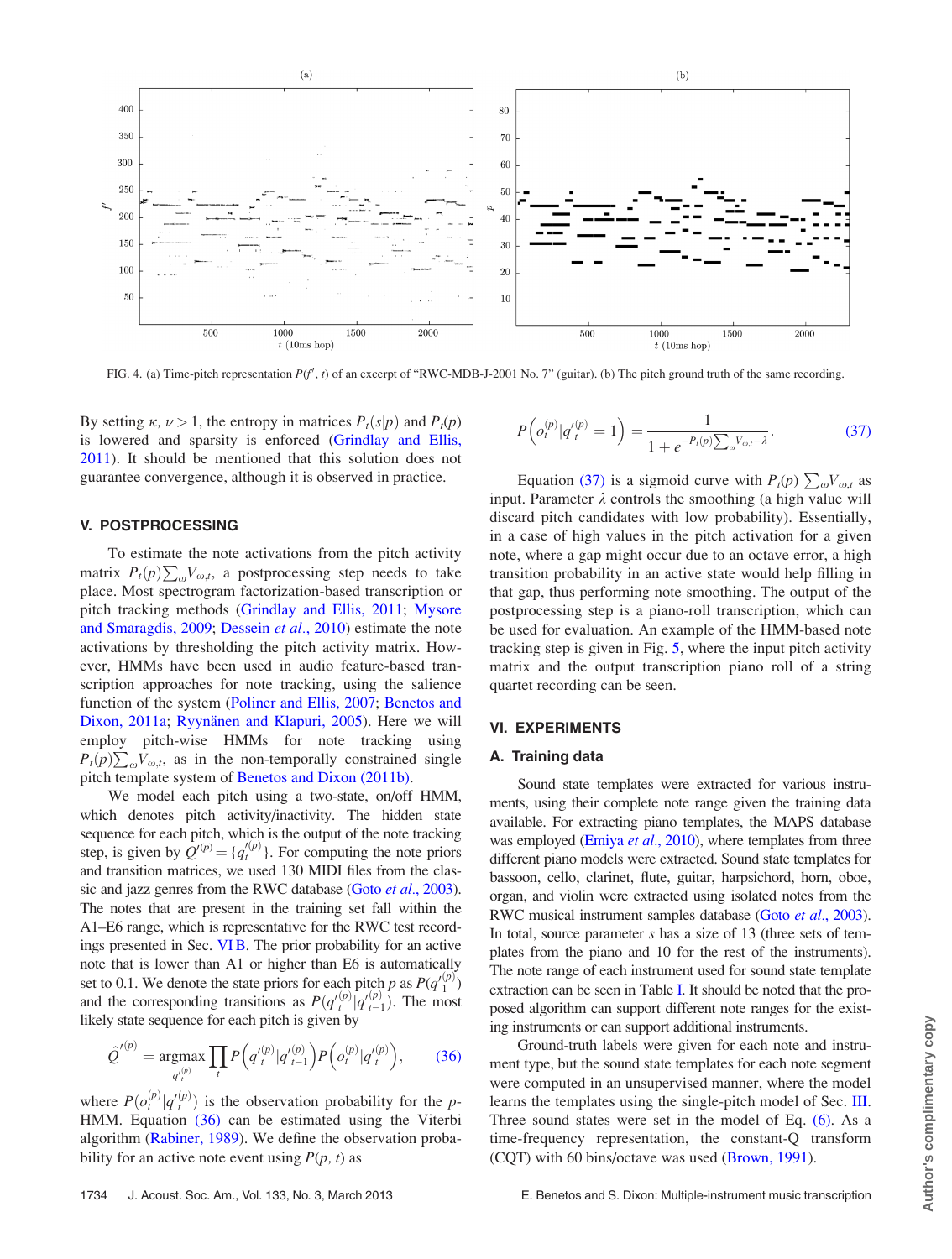FIG. 4. (a) Time-pitch representation $P(f', t)$ of an excerpt of "RWC-MDB-J-2001 No. 7" (guitar). (b) The pitch ground truth of the same recording.

By setting $\kappa, \nu > 1$, the entropy in matrices $P_t(s|p)$ and $P_t(p)$ is lowered and sparsity is enforced (Grindlay and Ellis, 2011). It should be mentioned that this solution does not guarantee convergence, although it is observed in practice.

## V. POSTPROCESSING

To estimate the note activations from the pitch activity matrix $P_t(p)\sum_\omega V_{\omega,t}$, a postprocessing step needs to take place. Most spectrogram factorization-based transcription or pitch tracking methods (Grindlay and Ellis, 2011; Mysore and Smaragdis, 2009; Dessein *et al.*, 2010) estimate the note activations by thresholding the pitch activity matrix. However, HMMs have been used in audio feature-based transcription approaches for note tracking, using the salience function of the system (Poliner and Ellis, 2007; Benetos and Dixon, 2011a; Ryynänen and Klapuri, 2005). Here we will employ pitch-wise HMMs for note tracking using $P_t(p)\sum_\omega V_{\omega,t}$, as in the non-temporally constrained single pitch template system of Benetos and Dixon (2011b).

We model each pitch using a two-state, on/off HMM, which denotes pitch activity/inactivity. The hidden state sequence for each pitch, which is the output of the note tracking step, is given by $Q'^{(p)} = \{q_t'^{(p)}\}$. For computing the note priors and transition matrices, we used 130 MIDI files from the classic and jazz genres from the RWC database (Goto *et al.*, 2003). The notes that are present in the training set fall within the A1–E6 range, which is representative for the RWC test recordings presented in Sec. VI B. The prior probability for an active note that is lower than A1 or higher than E6 is automatically set to 0.1. We denote the state priors for each pitch $p$ as $P(q_1'^{(p)})$ and the corresponding transitions as $P(q_t'^{(p)}|q_{t-1}'^{(p)})$. The most likely state sequence for each pitch is given by

$$\hat{Q}'^{(p)} = \underset{q_t'^{(p)}}{\operatorname{argmax}} \prod_t P\left(q_t'^{(p)}|q_{t-1}'^{(p)}\right) P\left(o_t^{(p)}|q_t'^{(p)}\right), \tag{36}$$

where $P(o_t^{(p)}|q_t'^{(p)})$ is the observation probability for the $p$-HMM. Equation (36) can be estimated using the Viterbi algorithm (Rabiner, 1989). We define the observation probability for an active note event using $P(p, t)$ as

$$P\left(o_t^{(p)}|q_t'^{(p)} = 1\right) = \frac{1}{1 + e^{-P_t(p)\sum_\omega V_{\omega,t} - \lambda}}. \tag{37}$$

Equation (37) is a sigmoid curve with $P_t(p)\sum_\omega V_{\omega,t}$ as input. Parameter $\lambda$ controls the smoothing (a high value will discard pitch candidates with low probability). Essentially, in a case of high values in the pitch activation for a given note, where a gap might occur due to an octave error, a high transition probability in an active state would help filling in that gap, thus performing note smoothing. The output of the postprocessing step is a piano-roll transcription, which can be used for evaluation. An example of the HMM-based note tracking step is given in Fig. 5, where the input pitch activity matrix and the output transcription piano roll of a string quartet recording can be seen.

## VI. EXPERIMENTS

### A. Training data

Sound state templates were extracted for various instruments, using their complete note range given the training data available. For extracting piano templates, the MAPS database was employed (Emiya *et al.*, 2010), where templates from three different piano models were extracted. Sound state templates for bassoon, cello, clarinet, flute, guitar, harpsichord, horn, oboe, organ, and violin were extracted using isolated notes from the RWC musical instrument samples database (Goto *et al.*, 2003). In total, source parameter $s$ has a size of 13 (three sets of templates from the piano and 10 for the rest of the instruments). The note range of each instrument used for sound state template extraction can be seen in Table I. It should be noted that the proposed algorithm can support different note ranges for the existing instruments or can support additional instruments.

Ground-truth labels were given for each note and instrument type, but the sound state templates for each note segment were computed in an unsupervised manner, where the model learns the templates using the single-pitch model of Sec. III. Three sound states were set in the model of Eq. (6). As a time-frequency representation, the constant-Q transform (CQT) with 60 bins/octave was used (Brown, 1991).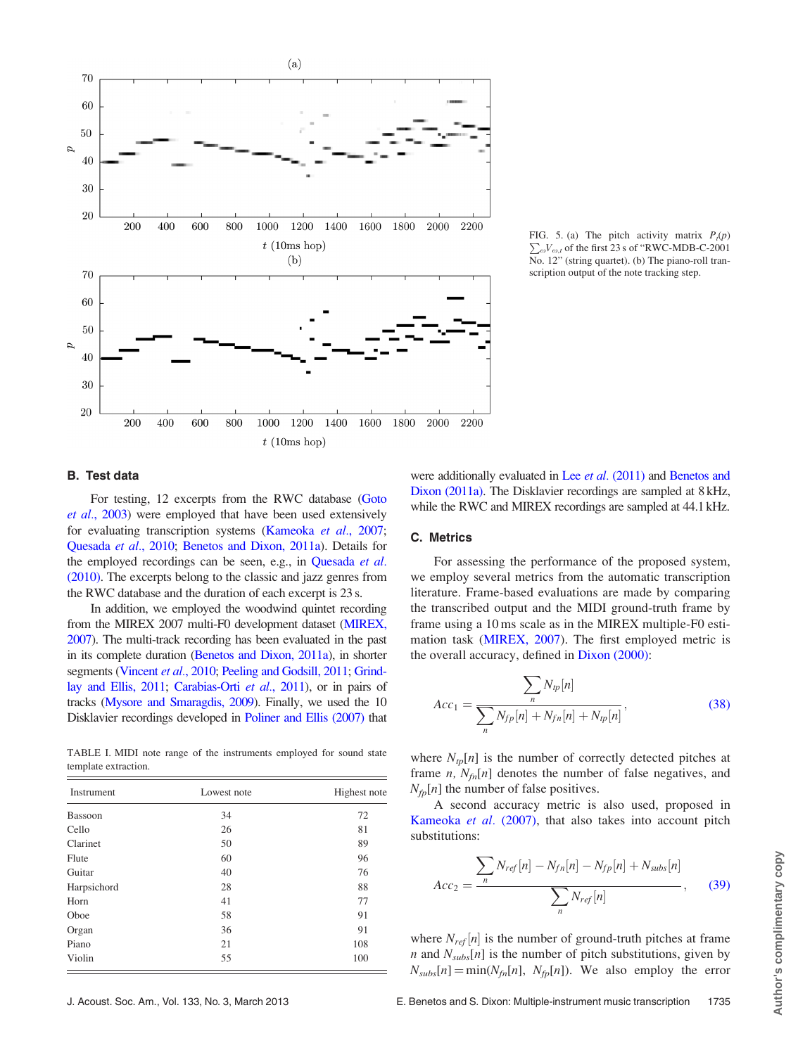FIG. 5. (a) The pitch activity matrix $P_t(p)\sum_\omega V_{\omega,t}$ of the first 23 s of "RWC-MDB-C-2001 No. 12" (string quartet). (b) The piano-roll transcription output of the note tracking step.

## B. Test data

For testing, 12 excerpts from the RWC database (Goto *et al.*, 2003) were employed that have been used extensively for evaluating transcription systems (Kameoka *et al.*, 2007; Quesada *et al.*, 2010; Benetos and Dixon, 2011a). Details for the employed recordings can be seen, e.g., in Quesada *et al.* (2010). The excerpts belong to the classic and jazz genres from the RWC database and the duration of each excerpt is 23 s.

In addition, we employed the woodwind quintet recording from the MIREX 2007 multi-F0 development dataset (MIREX, 2007). The multi-track recording has been evaluated in the past in its complete duration (Benetos and Dixon, 2011a), in shorter segments (Vincent *et al.*, 2010; Peeling and Godsill, 2011; Grindlay and Ellis, 2011; Carabias-Orti *et al.*, 2011), or in pairs of tracks (Mysore and Smaragdis, 2009). Finally, we used the 10 Disklavier recordings developed in Poliner and Ellis (2007) that were additionally evaluated in Lee *et al.* (2011) and Benetos and Dixon (2011a). The Disklavier recordings are sampled at 8 kHz, while the RWC and MIREX recordings are sampled at 44.1 kHz.

TABLE I. MIDI note range of the instruments employed for sound state template extraction.

| Instrument | Lowest note | Highest note |
|---|---|---|
| Bassoon | 34 | 72 |
| Cello | 26 | 81 |
| Clarinet | 50 | 89 |
| Flute | 60 | 96 |
| Guitar | 40 | 76 |
| Harpsichord | 28 | 88 |
| Horn | 41 | 77 |
| Oboe | 58 | 91 |
| Organ | 36 | 91 |
| Piano | 21 | 108 |
| Violin | 55 | 100 |

## C. Metrics

For assessing the performance of the proposed system, we employ several metrics from the automatic transcription literature. Frame-based evaluations are made by comparing the transcribed output and the MIDI ground-truth frame by frame using a 10 ms scale as in the MIREX multiple-F0 estimation task (MIREX, 2007). The first employed metric is the overall accuracy, defined in Dixon (2000):

$$Acc_1 = \frac{\sum_n N_{tp}[n]}{\sum_n N_{fp}[n] + N_{fn}[n] + N_{tp}[n]}, \tag{38}$$

where $N_{tp}[n]$ is the number of correctly detected pitches at frame $n$, $N_{fn}[n]$ denotes the number of false negatives, and $N_{fp}[n]$ the number of false positives.

A second accuracy metric is also used, proposed in Kameoka *et al.* (2007), that also takes into account pitch substitutions:

$$Acc_2 = \frac{\sum_n N_{ref}[n] - N_{fn}[n] - N_{fp}[n] + N_{subs}[n]}{\sum_n N_{ref}[n]}, \tag{39}$$

where $N_{ref}[n]$ is the number of ground-truth pitches at frame $n$ and $N_{subs}[n]$ is the number of pitch substitutions, given by $N_{subs}[n] = \min(N_{fn}[n], N_{fp}[n])$. We also employ the error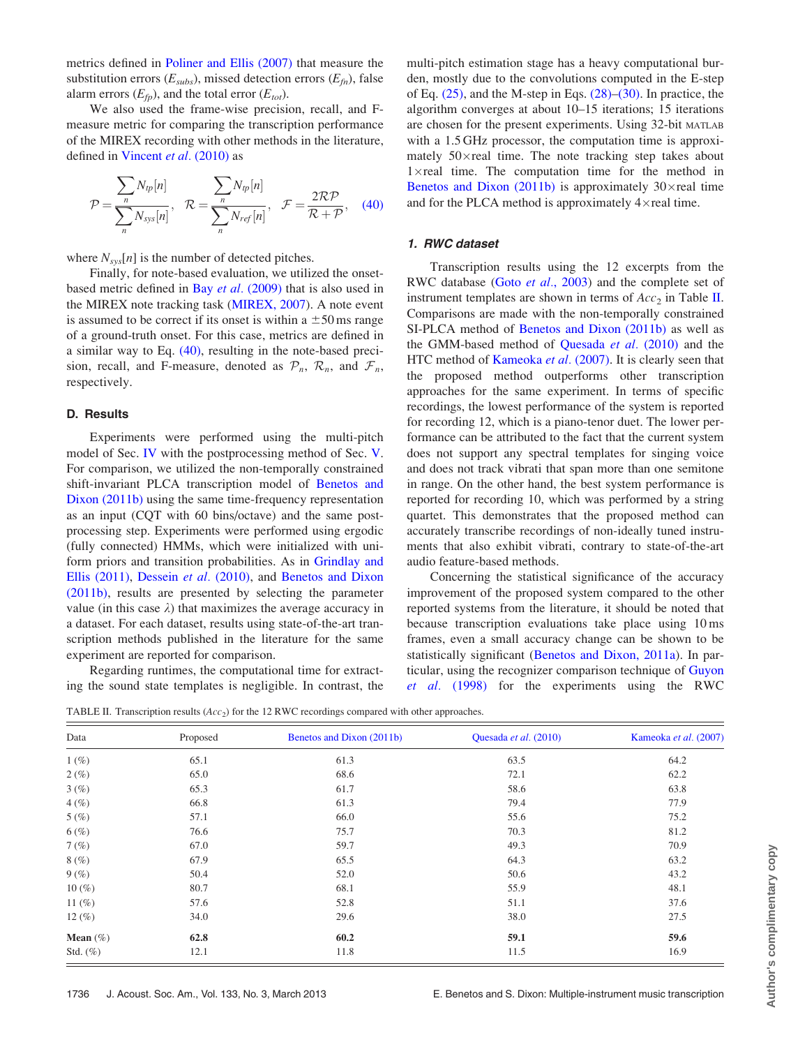metrics defined in Poliner and Ellis (2007) that measure the substitution errors ($E_{subs}$), missed detection errors ($E_{fn}$), false alarm errors ($E_{fp}$), and the total error ($E_{tot}$).

We also used the frame-wise precision, recall, and F-measure metric for comparing the transcription performance of the MIREX recording with other methods in the literature, defined in Vincent *et al.* (2010) as

$$\mathcal{P} = \frac{\sum_n N_{tp}[n]}{\sum_n N_{sys}[n]}, \quad \mathcal{R} = \frac{\sum_n N_{tp}[n]}{\sum_n N_{ref}[n]}, \quad \mathcal{F} = \frac{2\mathcal{R}\mathcal{P}}{\mathcal{R}+\mathcal{P}}, \quad (40)$$

where $N_{sys}[n]$ is the number of detected pitches.

Finally, for note-based evaluation, we utilized the onset-based metric defined in Bay *et al.* (2009) that is also used in the MIREX note tracking task (MIREX, 2007). A note event is assumed to be correct if its onset is within a $\pm 50$ ms range of a ground-truth onset. For this case, metrics are defined in a similar way to Eq. (40), resulting in the note-based precision, recall, and F-measure, denoted as $\mathcal{P}_n$, $\mathcal{R}_n$, and $\mathcal{F}_n$, respectively.

### D. Results

Experiments were performed using the multi-pitch model of Sec. IV with the postprocessing method of Sec. V. For comparison, we utilized the non-temporally constrained shift-invariant PLCA transcription model of Benetos and Dixon (2011b) using the same time-frequency representation as an input (CQT with 60 bins/octave) and the same postprocessing step. Experiments were performed using ergodic (fully connected) HMMs, which were initialized with uniform priors and transition probabilities. As in Grindlay and Ellis (2011), Dessein *et al.* (2010), and Benetos and Dixon (2011b), results are presented by selecting the parameter value (in this case $\lambda$) that maximizes the average accuracy in a dataset. For each dataset, results using state-of-the-art transcription methods published in the literature for the same experiment are reported for comparison.

Regarding runtimes, the computational time for extracting the sound state templates is negligible. In contrast, the multi-pitch estimation stage has a heavy computational burden, mostly due to the convolutions computed in the E-step of Eq. (25), and the M-step in Eqs. (28)–(30). In practice, the algorithm converges at about 10–15 iterations; 15 iterations are chosen for the present experiments. Using 32-bit MATLAB with a 1.5 GHz processor, the computation time is approximately 50×real time. The note tracking step takes about 1×real time. The computation time for the method in Benetos and Dixon (2011b) is approximately 30×real time and for the PLCA method is approximately 4×real time.

#### 1. RWC dataset

Transcription results using the 12 excerpts from the RWC database (Goto *et al.*, 2003) and the complete set of instrument templates are shown in terms of $Acc_2$ in Table II. Comparisons are made with the non-temporally constrained SI-PLCA method of Benetos and Dixon (2011b) as well as the GMM-based method of Quesada *et al.* (2010) and the HTC method of Kameoka *et al.* (2007). It is clearly seen that the proposed method outperforms other transcription approaches for the same experiment. In terms of specific recordings, the lowest performance of the system is reported for recording 12, which is a piano-tenor duet. The lower performance can be attributed to the fact that the current system does not support any spectral templates for singing voice and does not track vibrati that span more than one semitone in range. On the other hand, the best system performance is reported for recording 10, which was performed by a string quartet. This demonstrates that the proposed method can accurately transcribe recordings of non-ideally tuned instruments that also exhibit vibrati, contrary to state-of-the-art audio feature-based methods.

Concerning the statistical significance of the accuracy improvement of the proposed system compared to the other reported systems from the literature, it should be noted that because transcription evaluations take place using 10 ms frames, even a small accuracy change can be shown to be statistically significant (Benetos and Dixon, 2011a). In particular, using the recognizer comparison technique of Guyon *et al.* (1998) for the experiments using the RWC

TABLE II. Transcription results ($Acc_2$) for the 12 RWC recordings compared with other approaches.

| Data | Proposed | Benetos and Dixon (2011b) | Quesada *et al.* (2010) | Kameoka *et al.* (2007) |
|---|---|---|---|---|
| 1 (%) | 65.1 | 61.3 | 63.5 | 64.2 |
| 2 (%) | 65.0 | 68.6 | 72.1 | 62.2 |
| 3 (%) | 65.3 | 61.7 | 58.6 | 63.8 |
| 4 (%) | 66.8 | 61.3 | 79.4 | 77.9 |
| 5 (%) | 57.1 | 66.0 | 55.6 | 75.2 |
| 6 (%) | 76.6 | 75.7 | 70.3 | 81.2 |
| 7 (%) | 67.0 | 59.7 | 49.3 | 70.9 |
| 8 (%) | 67.9 | 65.5 | 64.3 | 63.2 |
| 9 (%) | 50.4 | 52.0 | 50.6 | 43.2 |
| 10 (%) | 80.7 | 68.1 | 55.9 | 48.1 |
| 11 (%) | 57.6 | 52.8 | 51.1 | 37.6 |
| 12 (%) | 34.0 | 29.6 | 38.0 | 27.5 |
| **Mean** (%) | **62.8** | **60.2** | **59.1** | **59.6** |
| Std. (%) | 12.1 | 11.8 | 11.5 | 16.9 |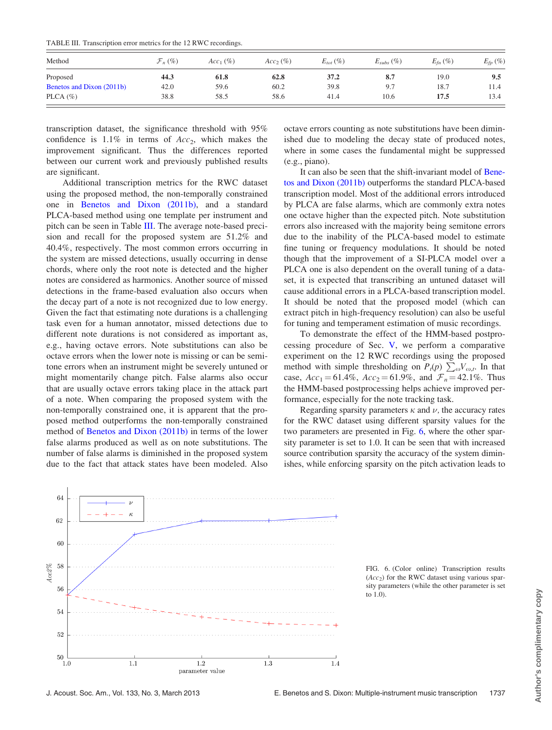TABLE III. Transcription error metrics for the 12 RWC recordings.

| Method | $\mathcal{F}_n$ (%) | $Acc_1$ (%) | $Acc_2$ (%) | $E_{tot}$ (%) | $E_{subs}$ (%) | $E_{fn}$ (%) | $E_{fp}$ (%) |
|---|---|---|---|---|---|---|---|
| Proposed | **44.3** | **61.8** | **62.8** | **37.2** | **8.7** | 19.0 | **9.5** |
| Benetos and Dixon (2011b) | 42.0 | 59.6 | 60.2 | 39.8 | 9.7 | 18.7 | 11.4 |
| PLCA (%) | 38.8 | 58.5 | 58.6 | 41.4 | 10.6 | **17.5** | 13.4 |

transcription dataset, the significance threshold with 95% confidence is 1.1% in terms of $Acc_2$, which makes the improvement significant. Thus the differences reported between our current work and previously published results are significant.

Additional transcription metrics for the RWC dataset using the proposed method, the non-temporally constrained one in Benetos and Dixon (2011b), and a standard PLCA-based method using one template per instrument and pitch can be seen in Table III. The average note-based precision and recall for the proposed system are 51.2% and 40.4%, respectively. The most common errors occurring in the system are missed detections, usually occurring in dense chords, where only the root note is detected and the higher notes are considered as harmonics. Another source of missed detections in the frame-based evaluation also occurs when the decay part of a note is not recognized due to low energy. Given the fact that estimating note durations is a challenging task even for a human annotator, missed detections due to different note durations is not considered as important as, e.g., having octave errors. Note substitutions can also be octave errors when the lower note is missing or can be semitone errors when an instrument might be severely untuned or might momentarily change pitch. False alarms also occur that are usually octave errors taking place in the attack part of a note. When comparing the proposed system with the non-temporally constrained one, it is apparent that the proposed method outperforms the non-temporally constrained method of Benetos and Dixon (2011b) in terms of the lower false alarms produced as well as on note substitutions. The number of false alarms is diminished in the proposed system due to the fact that attack states have been modeled. Also octave errors counting as note substitutions have been diminished due to modeling the decay state of produced notes, where in some cases the fundamental might be suppressed (e.g., piano).

It can also be seen that the shift-invariant model of Benetos and Dixon (2011b) outperforms the standard PLCA-based transcription model. Most of the additional errors introduced by PLCA are false alarms, which are commonly extra notes one octave higher than the expected pitch. Note substitution errors also increased with the majority being semitone errors due to the inability of the PLCA-based model to estimate fine tuning or frequency modulations. It should be noted though that the improvement of a SI-PLCA model over a PLCA one is also dependent on the overall tuning of a dataset, it is expected that transcribing an untuned dataset will cause additional errors in a PLCA-based transcription model. It should be noted that the proposed model (which can extract pitch in high-frequency resolution) can also be useful for tuning and temperament estimation of music recordings.

To demonstrate the effect of the HMM-based postprocessing procedure of Sec. V, we perform a comparative experiment on the 12 RWC recordings using the proposed method with simple thresholding on $P_t(p)\sum_\omega V_{\omega,t}$. In that case, $Acc_1 = 61.4\%$, $Acc_2 = 61.9\%$, and $\mathcal{F}_n = 42.1\%$. Thus the HMM-based postprocessing helps achieve improved performance, especially for the note tracking task.

Regarding sparsity parameters $\kappa$ and $\nu$, the accuracy rates for the RWC dataset using different sparsity values for the two parameters are presented in Fig. 6, where the other sparsity parameter is set to 1.0. It can be seen that with increased source contribution sparsity the accuracy of the system diminishes, while enforcing sparsity on the pitch activation leads to

$\nu$
$\kappa$
Acc2%
64
62
60
58
56
54
52
50
1.0
1.1
1.2
1.3
1.4
parameter value

FIG. 6. (Color online) Transcription results ($Acc_2$) for the RWC dataset using various sparsity parameters (while the other parameter is set to 1.0).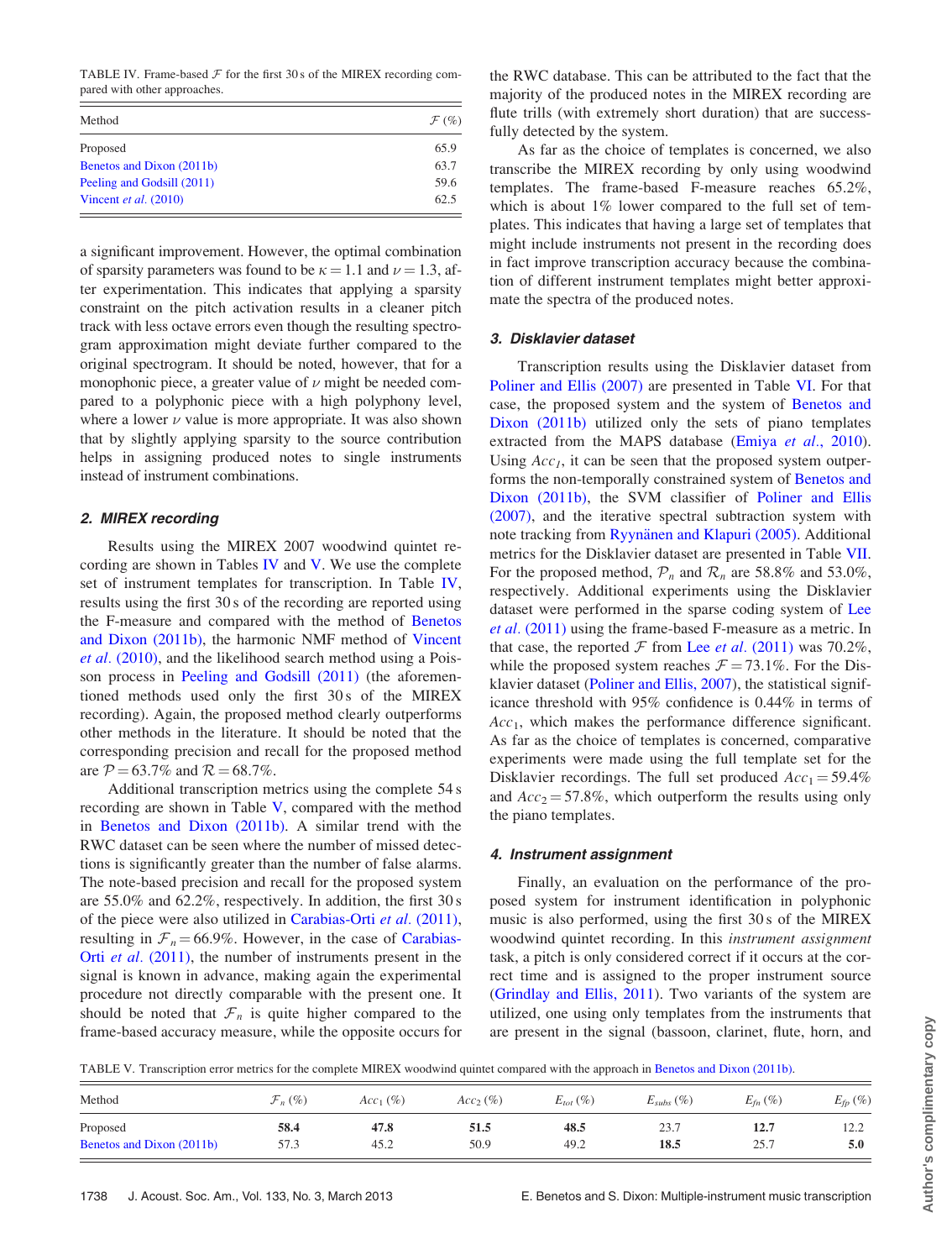TABLE IV. Frame-based $\mathcal{F}$ for the first 30 s of the MIREX recording compared with other approaches.

| Method | $\mathcal{F}$ (%) |
|---|---|
| Proposed | 65.9 |
| Benetos and Dixon (2011b) | 63.7 |
| Peeling and Godsill (2011) | 59.6 |
| Vincent *et al.* (2010) | 62.5 |

a significant improvement. However, the optimal combination of sparsity parameters was found to be $\kappa = 1.1$ and $\nu = 1.3$, after experimentation. This indicates that applying a sparsity constraint on the pitch activation results in a cleaner pitch track with less octave errors even though the resulting spectrogram approximation might deviate further compared to the original spectrogram. It should be noted, however, that for a monophonic piece, a greater value of $\nu$ might be needed compared to a polyphonic piece with a high polyphony level, where a lower $\nu$ value is more appropriate. It was also shown that by slightly applying sparsity to the source contribution helps in assigning produced notes to single instruments instead of instrument combinations.

### 2. MIREX recording

Results using the MIREX 2007 woodwind quintet recording are shown in Tables IV and V. We use the complete set of instrument templates for transcription. In Table IV, results using the first 30 s of the recording are reported using the F-measure and compared with the method of Benetos and Dixon (2011b), the harmonic NMF method of Vincent *et al.* (2010), and the likelihood search method using a Poisson process in Peeling and Godsill (2011) (the aforementioned methods used only the first 30 s of the MIREX recording). Again, the proposed method clearly outperforms other methods in the literature. It should be noted that the corresponding precision and recall for the proposed method are $\mathcal{P} = 63.7\%$ and $\mathcal{R} = 68.7\%$.

Additional transcription metrics using the complete 54 s recording are shown in Table V, compared with the method in Benetos and Dixon (2011b). A similar trend with the RWC dataset can be seen where the number of missed detections is significantly greater than the number of false alarms. The note-based precision and recall for the proposed system are 55.0% and 62.2%, respectively. In addition, the first 30 s of the piece were also utilized in Carabias-Orti *et al.* (2011), resulting in $\mathcal{F}_n = 66.9\%$. However, in the case of Carabias-Orti *et al.* (2011), the number of instruments present in the signal is known in advance, making again the experimental procedure not directly comparable with the present one. It should be noted that $\mathcal{F}_n$ is quite higher compared to the frame-based accuracy measure, while the opposite occurs for the RWC database. This can be attributed to the fact that the majority of the produced notes in the MIREX recording are flute trills (with extremely short duration) that are successfully detected by the system.

As far as the choice of templates is concerned, we also transcribe the MIREX recording by only using woodwind templates. The frame-based F-measure reaches 65.2%, which is about 1% lower compared to the full set of templates. This indicates that having a large set of templates that might include instruments not present in the recording does in fact improve transcription accuracy because the combination of different instrument templates might better approximate the spectra of the produced notes.

### 3. Disklavier dataset

Transcription results using the Disklavier dataset from Poliner and Ellis (2007) are presented in Table VI. For that case, the proposed system and the system of Benetos and Dixon (2011b) utilized only the sets of piano templates extracted from the MAPS database (Emiya *et al.*, 2010). Using $Acc_1$, it can be seen that the proposed system outperforms the non-temporally constrained system of Benetos and Dixon (2011b), the SVM classifier of Poliner and Ellis (2007), and the iterative spectral subtraction system with note tracking from Ryynänen and Klapuri (2005). Additional metrics for the Disklavier dataset are presented in Table VII. For the proposed method, $\mathcal{P}_n$ and $\mathcal{R}_n$ are 58.8% and 53.0%, respectively. Additional experiments using the Disklavier dataset were performed in the sparse coding system of Lee *et al.* (2011) using the frame-based F-measure as a metric. In that case, the reported $\mathcal{F}$ from Lee *et al.* (2011) was 70.2%, while the proposed system reaches $\mathcal{F} = 73.1\%$. For the Disklavier dataset (Poliner and Ellis, 2007), the statistical significance threshold with 95% confidence is 0.44% in terms of $Acc_1$, which makes the performance difference significant. As far as the choice of templates is concerned, comparative experiments were made using the full template set for the Disklavier recordings. The full set produced $Acc_1 = 59.4\%$ and $Acc_2 = 57.8\%$, which outperform the results using only the piano templates.

### 4. Instrument assignment

Finally, an evaluation on the performance of the proposed system for instrument identification in polyphonic music is also performed, using the first 30 s of the MIREX woodwind quintet recording. In this *instrument assignment* task, a pitch is only considered correct if it occurs at the correct time and is assigned to the proper instrument source (Grindlay and Ellis, 2011). Two variants of the system are utilized, one using only templates from the instruments that are present in the signal (bassoon, clarinet, flute, horn, and

TABLE V. Transcription error metrics for the complete MIREX woodwind quintet compared with the approach in Benetos and Dixon (2011b).

| Method | $\mathcal{F}_n$ (%) | $Acc_1$ (%) | $Acc_2$ (%) | $E_{tot}$ (%) | $E_{subs}$ (%) | $E_{fn}$ (%) | $E_{fp}$ (%) |
|---|---|---|---|---|---|---|---|
| Proposed | **58.4** | **47.8** | **51.5** | **48.5** | 23.7 | **12.7** | 12.2 |
| Benetos and Dixon (2011b) | 57.3 | 45.2 | 50.9 | 49.2 | **18.5** | 25.7 | **5.0** |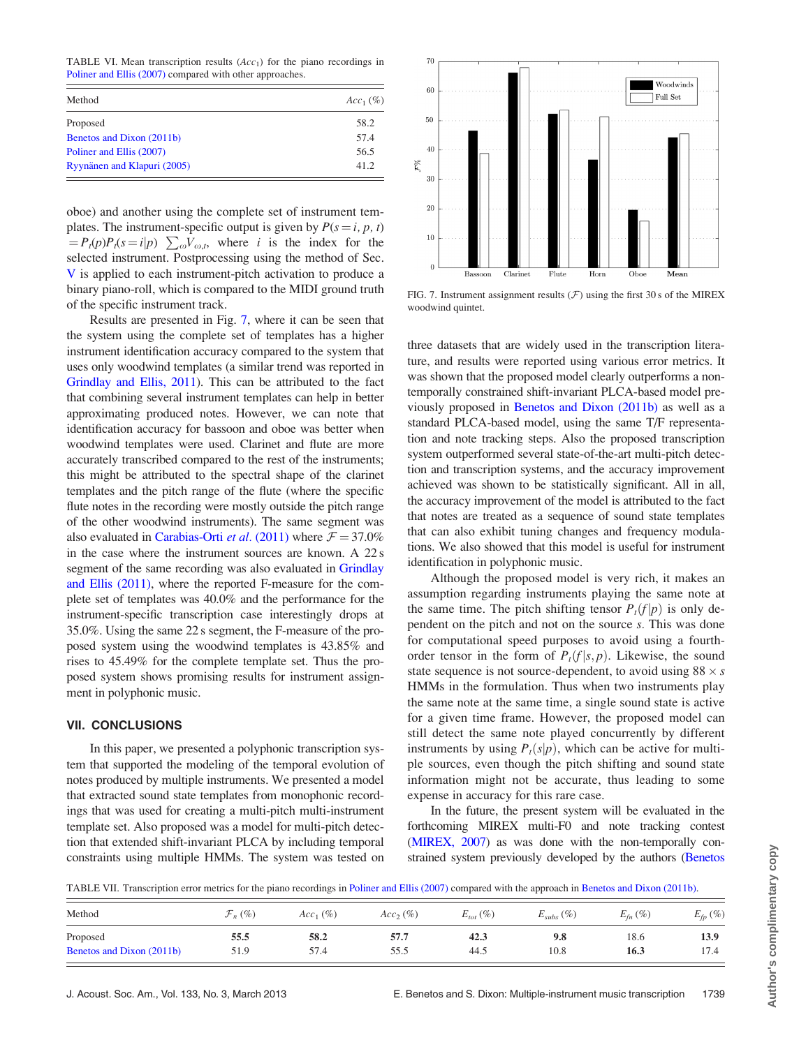TABLE VI. Mean transcription results ($Acc_1$) for the piano recordings in Poliner and Ellis (2007) compared with other approaches.

| Method | $Acc_1$ (%) |
|---|---|
| Proposed | 58.2 |
| Benetos and Dixon (2011b) | 57.4 |
| Poliner and Ellis (2007) | 56.5 |
| Ryynänen and Klapuri (2005) | 41.2 |

oboe) and another using the complete set of instrument templates. The instrument-specific output is given by $P(s=i, p, t) = P_t(p)P_t(s=i|p) \sum_\omega V_{\omega,t}$, where $i$ is the index for the selected instrument. Postprocessing using the method of Sec. V is applied to each instrument-pitch activation to produce a binary piano-roll, which is compared to the MIDI ground truth of the specific instrument track.

Results are presented in Fig. 7, where it can be seen that the system using the complete set of templates has a higher instrument identification accuracy compared to the system that uses only woodwind templates (a similar trend was reported in Grindlay and Ellis, 2011). This can be attributed to the fact that combining several instrument templates can help in better approximating produced notes. However, we can note that identification accuracy for bassoon and oboe was better when woodwind templates were used. Clarinet and flute are more accurately transcribed compared to the rest of the instruments; this might be attributed to the spectral shape of the clarinet templates and the pitch range of the flute (where the specific flute notes in the recording were mostly outside the pitch range of the other woodwind instruments). The same segment was also evaluated in Carabias-Orti *et al.* (2011) where $\mathcal{F} = 37.0\%$ in the case where the instrument sources are known. A 22 s segment of the same recording was also evaluated in Grindlay and Ellis (2011), where the reported F-measure for the complete set of templates was 40.0% and the performance for the instrument-specific transcription case interestingly drops at 35.0%. Using the same 22 s segment, the F-measure of the proposed system using the woodwind templates is 43.85% and rises to 45.49% for the complete template set. Thus the proposed system shows promising results for instrument assignment in polyphonic music.

FIG. 7. Instrument assignment results ($\mathcal{F}$) using the first 30 s of the MIREX woodwind quintet.

## VII. CONCLUSIONS

In this paper, we presented a polyphonic transcription system that supported the modeling of the temporal evolution of notes produced by multiple instruments. We presented a model that extracted sound state templates from monophonic recordings that was used for creating a multi-pitch multi-instrument template set. Also proposed was a model for multi-pitch detection that extended shift-invariant PLCA by including temporal constraints using multiple HMMs. The system was tested on three datasets that are widely used in the transcription literature, and results were reported using various error metrics. It was shown that the proposed model clearly outperforms a non-temporally constrained shift-invariant PLCA-based model previously proposed in Benetos and Dixon (2011b) as well as a standard PLCA-based model, using the same T/F representation and note tracking steps. Also the proposed transcription system outperformed several state-of-the-art multi-pitch detection and transcription systems, and the accuracy improvement achieved was shown to be statistically significant. All in all, the accuracy improvement of the model is attributed to the fact that notes are treated as a sequence of sound state templates that can also exhibit tuning changes and frequency modulations. We also showed that this model is useful for instrument identification in polyphonic music.

Although the proposed model is very rich, it makes an assumption regarding instruments playing the same note at the same time. The pitch shifting tensor $P_t(f|p)$ is only dependent on the pitch and not on the source $s$. This was done for computational speed purposes to avoid using a fourth-order tensor in the form of $P_t(f|s,p)$. Likewise, the sound state sequence is not source-dependent, to avoid using $88 \times s$ HMMs in the formulation. Thus when two instruments play the same note at the same time, a single sound state is active for a given time frame. However, the proposed model can still detect the same note played concurrently by different instruments by using $P_t(s|p)$, which can be active for multiple sources, even though the pitch shifting and sound state information might not be accurate, thus leading to some expense in accuracy for this rare case.

In the future, the present system will be evaluated in the forthcoming MIREX multi-F0 and note tracking contest (MIREX, 2007) as was done with the non-temporally constrained system previously developed by the authors (Benetos

TABLE VII. Transcription error metrics for the piano recordings in Poliner and Ellis (2007) compared with the approach in Benetos and Dixon (2011b).

| Method | $\mathcal{F}_n$ (%) | $Acc_1$ (%) | $Acc_2$ (%) | $E_{tot}$ (%) | $E_{subs}$ (%) | $E_{fn}$ (%) | $E_{fp}$ (%) |
|---|---|---|---|---|---|---|---|
| Proposed | **55.5** | **58.2** | **57.7** | **42.3** | **9.8** | 18.6 | **13.9** |
| Benetos and Dixon (2011b) | 51.9 | 57.4 | 55.5 | 44.5 | 10.8 | **16.3** | 17.4 |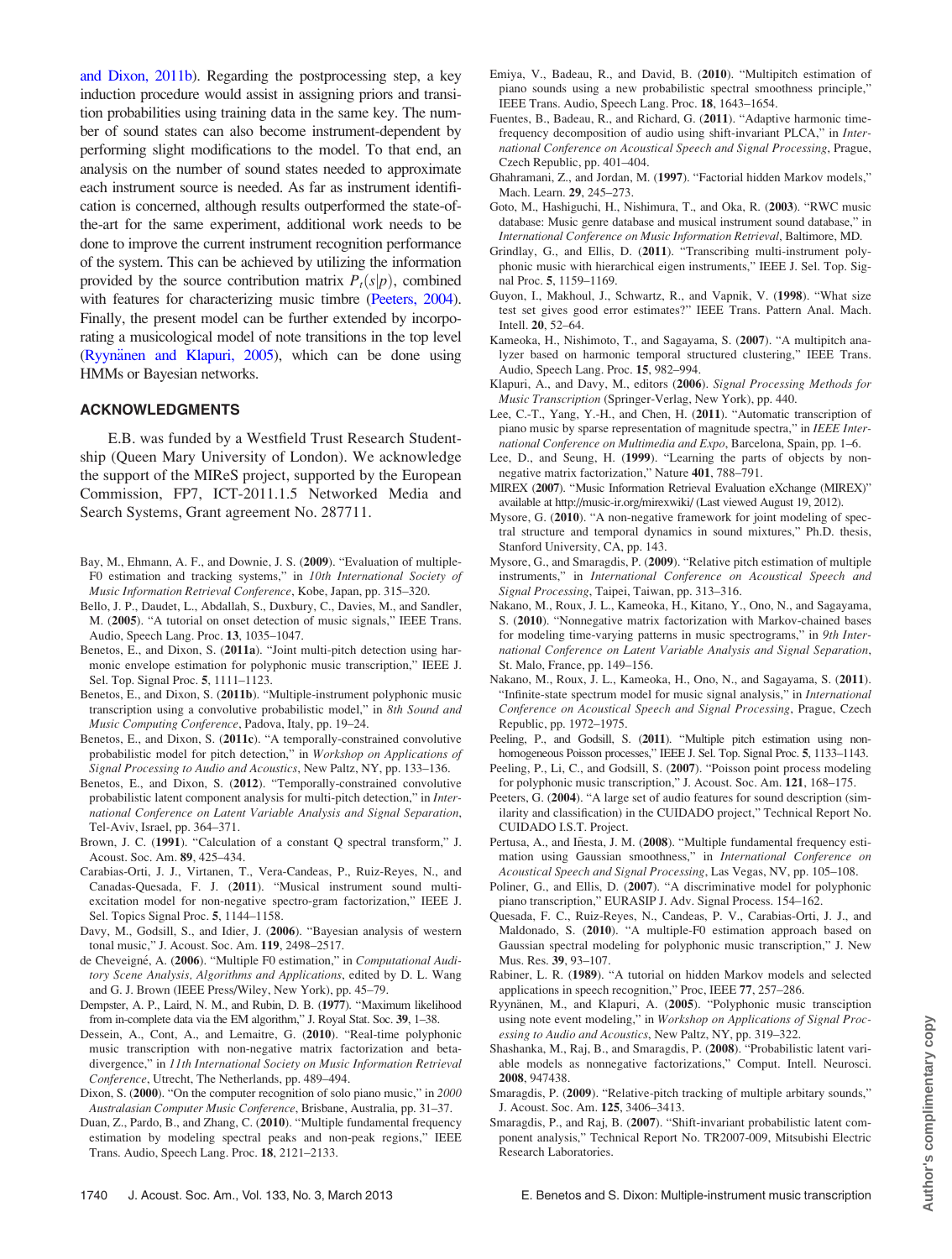and Dixon, 2011b). Regarding the postprocessing step, a key induction procedure would assist in assigning priors and transition probabilities using training data in the same key. The number of sound states can also become instrument-dependent by performing slight modifications to the model. To that end, an analysis on the number of sound states needed to approximate each instrument source is needed. As far as instrument identification is concerned, although results outperformed the state-of-the-art for the same experiment, additional work needs to be done to improve the current instrument recognition performance of the system. This can be achieved by utilizing the information provided by the source contribution matrix $P_t(s|p)$, combined with features for characterizing music timbre (Peeters, 2004). Finally, the present model can be further extended by incorporating a musicological model of note transitions in the top level (Ryynänen and Klapuri, 2005), which can be done using HMMs or Bayesian networks.

## ACKNOWLEDGMENTS

E.B. was funded by a Westfield Trust Research Studentship (Queen Mary University of London). We acknowledge the support of the MIReS project, supported by the European Commission, FP7, ICT-2011.1.5 Networked Media and Search Systems, Grant agreement No. 287711.

Bay, M., Ehmann, A. F., and Downie, J. S. (**2009**). "Evaluation of multiple-F0 estimation and tracking systems," in *10th International Society of Music Information Retrieval Conference*, Kobe, Japan, pp. 315–320.

Bello, J. P., Daudet, L., Abdallah, S., Duxbury, C., Davies, M., and Sandler, M. (**2005**). "A tutorial on onset detection of music signals," IEEE Trans. Audio, Speech Lang. Proc. **13**, 1035–1047.

Benetos, E., and Dixon, S. (**2011a**). "Joint multi-pitch detection using harmonic envelope estimation for polyphonic music transcription," IEEE J. Sel. Top. Signal Proc. **5**, 1111–1123.

Benetos, E., and Dixon, S. (**2011b**). "Multiple-instrument polyphonic music transcription using a convolutive probabilistic model," in *8th Sound and Music Computing Conference*, Padova, Italy, pp. 19–24.

Benetos, E., and Dixon, S. (**2011c**). "A temporally-constrained convolutive probabilistic model for pitch detection," in *Workshop on Applications of Signal Processing to Audio and Acoustics*, New Paltz, NY, pp. 133–136.

Benetos, E., and Dixon, S. (**2012**). "Temporally-constrained convolutive probabilistic latent component analysis for multi-pitch detection," in *International Conference on Latent Variable Analysis and Signal Separation*, Tel-Aviv, Israel, pp. 364–371.

Brown, J. C. (**1991**). "Calculation of a constant Q spectral transform," J. Acoust. Soc. Am. **89**, 425–434.

Carabias-Orti, J. J., Virtanen, T., Vera-Candeas, P., Ruiz-Reyes, N., and Canadas-Quesada, F. J. (**2011**). "Musical instrument sound multi-excitation model for non-negative spectro-gram factorization," IEEE J. Sel. Topics Signal Proc. **5**, 1144–1158.

Davy, M., Godsill, S., and Idier, J. (**2006**). "Bayesian analysis of western tonal music," J. Acoust. Soc. Am. **119**, 2498–2517.

de Cheveigné, A. (**2006**). "Multiple F0 estimation," in *Computational Auditory Scene Analysis, Algorithms and Applications*, edited by D. L. Wang and G. J. Brown (IEEE Press/Wiley, New York), pp. 45–79.

Dempster, A. P., Laird, N. M., and Rubin, D. B. (**1977**). "Maximum likelihood from in-complete data via the EM algorithm," J. Royal Stat. Soc. **39**, 1–38.

Dessein, A., Cont, A., and Lemaitre, G. (**2010**). "Real-time polyphonic music transcription with non-negative matrix factorization and beta-divergence," in *11th International Society on Music Information Retrieval Conference*, Utrecht, The Netherlands, pp. 489–494.

Dixon, S. (**2000**). "On the computer recognition of solo piano music," in *2000 Australasian Computer Music Conference*, Brisbane, Australia, pp. 31–37.

Duan, Z., Pardo, B., and Zhang, C. (**2010**). "Multiple fundamental frequency estimation by modeling spectral peaks and non-peak regions," IEEE Trans. Audio, Speech Lang. Proc. **18**, 2121–2133.

Emiya, V., Badeau, R., and David, B. (**2010**). "Multipitch estimation of piano sounds using a new probabilistic spectral smoothness principle," IEEE Trans. Audio, Speech Lang. Proc. **18**, 1643–1654.

Fuentes, B., Badeau, R., and Richard, G. (**2011**). "Adaptive harmonic time-frequency decomposition of audio using shift-invariant PLCA," in *International Conference on Acoustical Speech and Signal Processing*, Prague, Czech Republic, pp. 401–404.

Ghahramani, Z., and Jordan, M. (**1997**). "Factorial hidden Markov models," Mach. Learn. **29**, 245–273.

Goto, M., Hashiguchi, H., Nishimura, T., and Oka, R. (**2003**). "RWC music database: Music genre database and musical instrument sound database," in *International Conference on Music Information Retrieval*, Baltimore, MD.

Grindlay, G., and Ellis, D. (**2011**). "Transcribing multi-instrument polyphonic music with hierarchical eigen instruments," IEEE J. Sel. Top. Signal Proc. **5**, 1159–1169.

Guyon, I., Makhoul, J., Schwartz, R., and Vapnik, V. (**1998**). "What size test set gives good error estimates?" IEEE Trans. Pattern Anal. Mach. Intell. **20**, 52–64.

Kameoka, H., Nishimoto, T., and Sagayama, S. (**2007**). "A multipitch analyzer based on harmonic temporal structured clustering," IEEE Trans. Audio, Speech Lang. Proc. **15**, 982–994.

Klapuri, A., and Davy, M., editors (**2006**). *Signal Processing Methods for Music Transcription* (Springer-Verlag, New York), pp. 440.

Lee, C.-T., Yang, Y.-H., and Chen, H. (**2011**). "Automatic transcription of piano music by sparse representation of magnitude spectra," in *IEEE International Conference on Multimedia and Expo*, Barcelona, Spain, pp. 1–6.

Lee, D., and Seung, H. (**1999**). "Learning the parts of objects by non-negative matrix factorization," Nature **401**, 788–791.

MIREX (**2007**). "Music Information Retrieval Evaluation eXchange (MIREX)" available at http://music-ir.org/mirexwiki/ (Last viewed August 19, 2012).

Mysore, G. (**2010**). "A non-negative framework for joint modeling of spectral structure and temporal dynamics in sound mixtures," Ph.D. thesis, Stanford University, CA, pp. 143.

Mysore, G., and Smaragdis, P. (**2009**). "Relative pitch estimation of multiple instruments," in *International Conference on Acoustical Speech and Signal Processing*, Taipei, Taiwan, pp. 313–316.

Nakano, M., Roux, J. L., Kameoka, H., Kitano, Y., Ono, N., and Sagayama, S. (**2010**). "Nonnegative matrix factorization with Markov-chained bases for modeling time-varying patterns in music spectrograms," in *9th International Conference on Latent Variable Analysis and Signal Separation*, St. Malo, France, pp. 149–156.

Nakano, M., Roux, J. L., Kameoka, H., Ono, N., and Sagayama, S. (**2011**). "Infinite-state spectrum model for music signal analysis," in *International Conference on Acoustical Speech and Signal Processing*, Prague, Czech Republic, pp. 1972–1975.

Peeling, P., and Godsill, S. (**2011**). "Multiple pitch estimation using non-homogeneous Poisson processes," IEEE J. Sel. Top. Signal Proc. **5**, 1133–1143.

Peeling, P., Li, C., and Godsill, S. (**2007**). "Poisson point process modeling for polyphonic music transcription," J. Acoust. Soc. Am. **121**, 168–175.

Peeters, G. (**2004**). "A large set of audio features for sound description (similarity and classification) in the CUIDADO project," Technical Report No. CUIDADO I.S.T. Project.

Pertusa, A., and Iñesta, J. M. (**2008**). "Multiple fundamental frequency estimation using Gaussian smoothness," in *International Conference on Acoustical Speech and Signal Processing*, Las Vegas, NV, pp. 105–108.

Poliner, G., and Ellis, D. (**2007**). "A discriminative model for polyphonic piano transcription," EURASIP J. Adv. Signal Process. 154–162.

Quesada, F. C., Ruiz-Reyes, N., Candeas, P. V., Carabias-Orti, J. J., and Maldonado, S. (**2010**). "A multiple-F0 estimation approach based on Gaussian spectral modeling for polyphonic music transcription," J. New Mus. Res. **39**, 93–107.

Rabiner, L. R. (**1989**). "A tutorial on hidden Markov models and selected applications in speech recognition," Proc, IEEE **77**, 257–286.

Ryynänen, M., and Klapuri, A. (**2005**). "Polyphonic music transciption using note event modeling," in *Workshop on Applications of Signal Processing to Audio and Acoustics*, New Paltz, NY, pp. 319–322.

Shashanka, M., Raj, B., and Smaragdis, P. (**2008**). "Probabilistic latent variable models as nonnegative factorizations," Comput. Intell. Neurosci. **2008**, 947438.

Smaragdis, P. (**2009**). "Relative-pitch tracking of multiple arbitary sounds," J. Acoust. Soc. Am. **125**, 3406–3413.

Smaragdis, P., and Raj, B. (**2007**). "Shift-invariant probabilistic latent component analysis," Technical Report No. TR2007-009, Mitsubishi Electric Research Laboratories.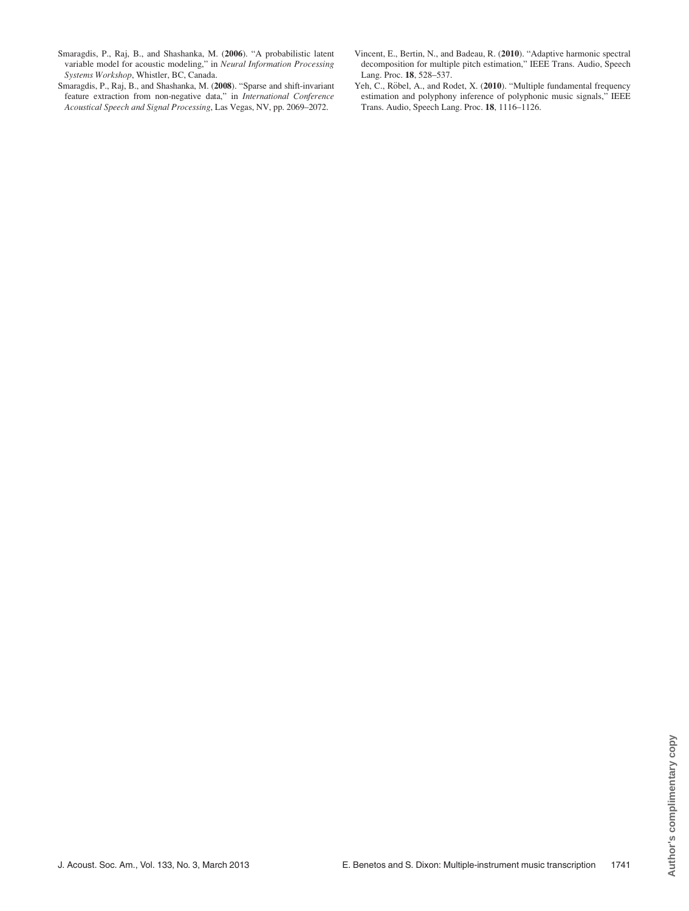Smaragdis, P., Raj, B., and Shashanka, M. (**2006**). "A probabilistic latent variable model for acoustic modeling," in *Neural Information Processing Systems Workshop*, Whistler, BC, Canada.

Smaragdis, P., Raj, B., and Shashanka, M. (**2008**). "Sparse and shift-invariant feature extraction from non-negative data," in *International Conference Acoustical Speech and Signal Processing*, Las Vegas, NV, pp. 2069–2072.

Vincent, E., Bertin, N., and Badeau, R. (**2010**). "Adaptive harmonic spectral decomposition for multiple pitch estimation," IEEE Trans. Audio, Speech Lang. Proc. **18**, 528–537.

Yeh, C., Röbel, A., and Rodet, X. (**2010**). "Multiple fundamental frequency estimation and polyphony inference of polyphonic music signals," IEEE Trans. Audio, Speech Lang. Proc. **18**, 1116–1126.